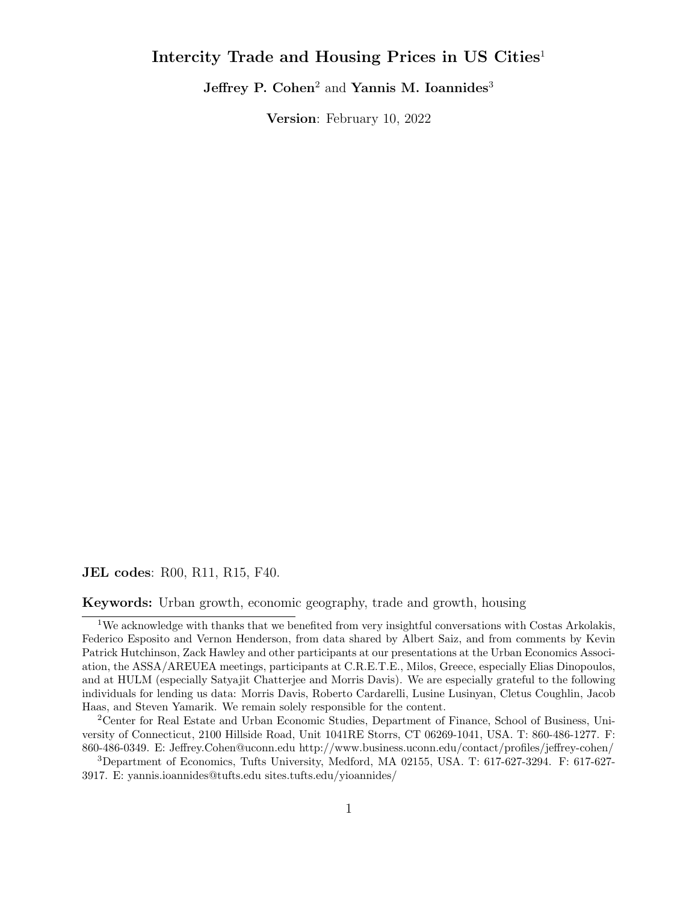# Intercity Trade and Housing Prices in US Cities[1]

**Jeffrey P. Cohen**[2] and **Yannis M. Ioannides**[3]

**Version**: February 10, 2022

**JEL codes**: R00, R11, R15, F40.

**Keywords:** Urban growth, economic geography, trade and growth, housing

---

[1] We acknowledge with thanks that we benefited from very insightful conversations with Costas Arkolakis, Federico Esposito and Vernon Henderson, from data shared by Albert Saiz, and from comments by Kevin Patrick Hutchinson, Zack Hawley and other participants at our presentations at the Urban Economics Association, the ASSA/AREUEA meetings, participants at C.R.E.T.E., Milos, Greece, especially Elias Dinopoulos, and at HULM (especially Satyajit Chatterjee and Morris Davis). We are especially grateful to the following individuals for lending us data: Morris Davis, Roberto Cardarelli, Lusine Lusinyan, Cletus Coughlin, Jacob Haas, and Steven Yamarik. We remain solely responsible for the content.

[2] Center for Real Estate and Urban Economic Studies, Department of Finance, School of Business, University of Connecticut, 2100 Hillside Road, Unit 1041RE Storrs, CT 06269-1041, USA. T: 860-486-1277. F: 860-486-0349. E: Jeffrey.Cohen@uconn.edu http://www.business.uconn.edu/contact/profiles/jeffrey-cohen/

[3] Department of Economics, Tufts University, Medford, MA 02155, USA. T: 617-627-3294. F: 617-627-3917. E: yannis.ioannides@tufts.edu sites.tufts.edu/yioannides/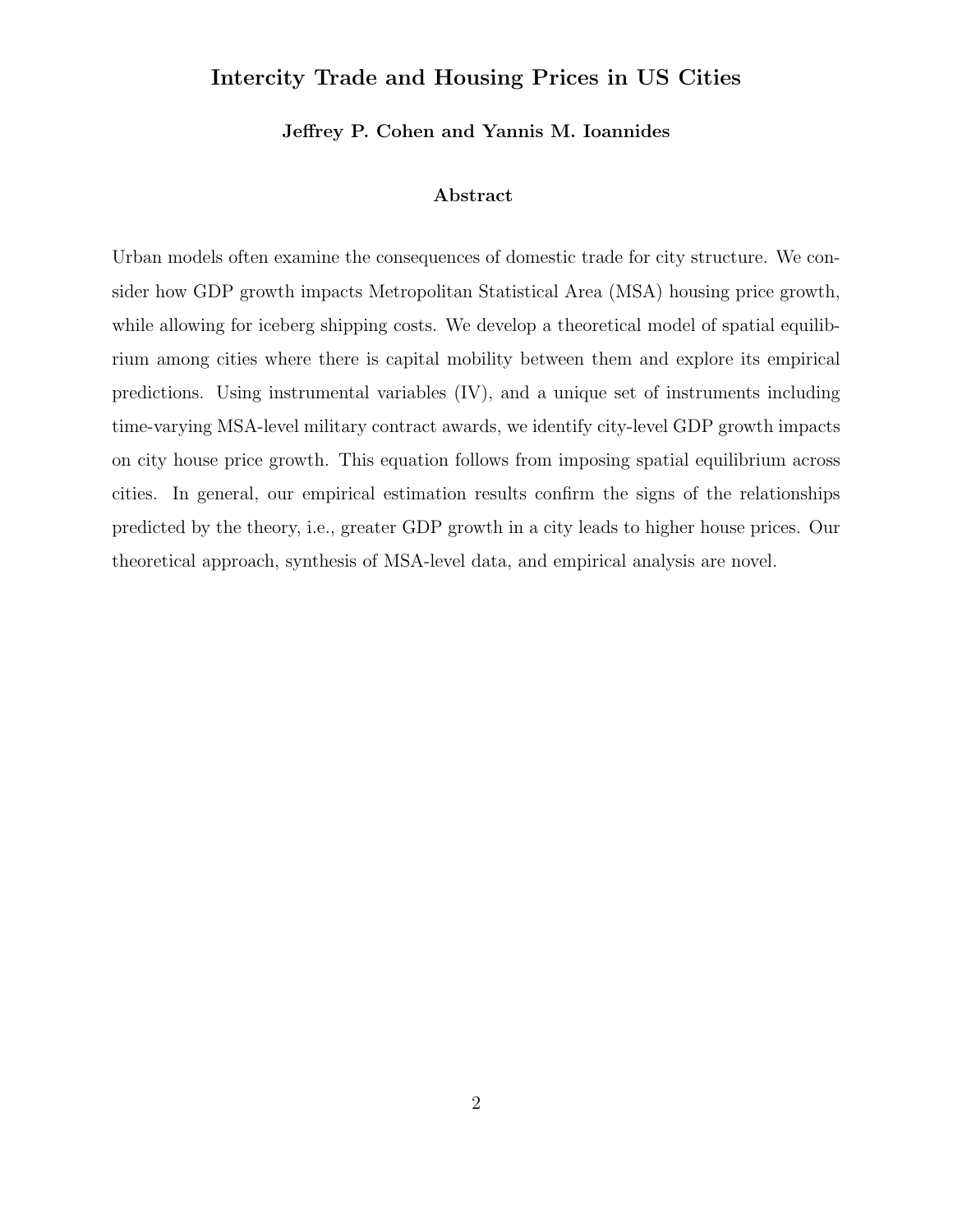# Intercity Trade and Housing Prices in US Cities

**Jeffrey P. Cohen and Yannis M. Ioannides**

## Abstract

Urban models often examine the consequences of domestic trade for city structure. We consider how GDP growth impacts Metropolitan Statistical Area (MSA) housing price growth, while allowing for iceberg shipping costs. We develop a theoretical model of spatial equilibrium among cities where there is capital mobility between them and explore its empirical predictions. Using instrumental variables (IV), and a unique set of instruments including time-varying MSA-level military contract awards, we identify city-level GDP growth impacts on city house price growth. This equation follows from imposing spatial equilibrium across cities. In general, our empirical estimation results confirm the signs of the relationships predicted by the theory, i.e., greater GDP growth in a city leads to higher house prices. Our theoretical approach, synthesis of MSA-level data, and empirical analysis are novel.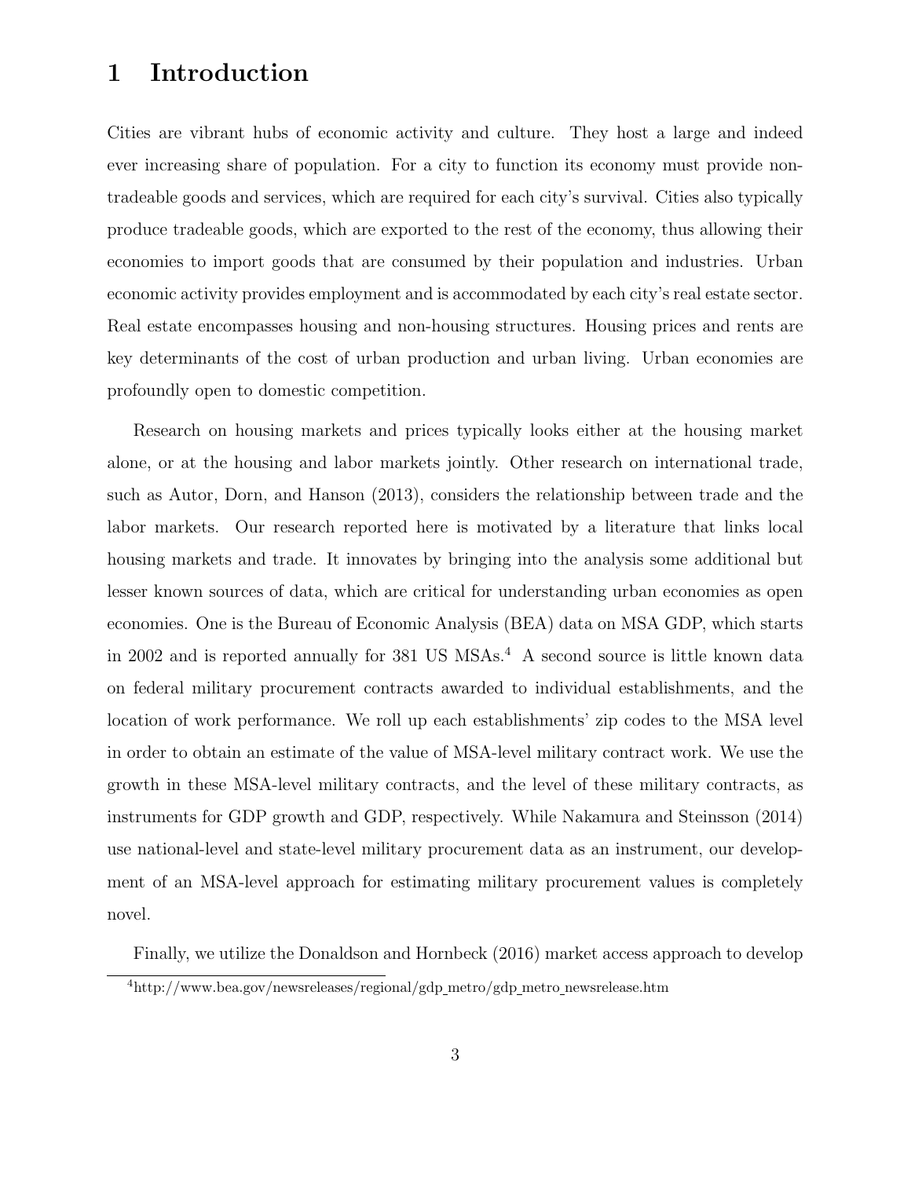# 1 Introduction

Cities are vibrant hubs of economic activity and culture. They host a large and indeed ever increasing share of population. For a city to function its economy must provide non-tradeable goods and services, which are required for each city's survival. Cities also typically produce tradeable goods, which are exported to the rest of the economy, thus allowing their economies to import goods that are consumed by their population and industries. Urban economic activity provides employment and is accommodated by each city's real estate sector. Real estate encompasses housing and non-housing structures. Housing prices and rents are key determinants of the cost of urban production and urban living. Urban economies are profoundly open to domestic competition.

Research on housing markets and prices typically looks either at the housing market alone, or at the housing and labor markets jointly. Other research on international trade, such as Autor, Dorn, and Hanson (2013), considers the relationship between trade and the labor markets. Our research reported here is motivated by a literature that links local housing markets and trade. It innovates by bringing into the analysis some additional but lesser known sources of data, which are critical for understanding urban economies as open economies. One is the Bureau of Economic Analysis (BEA) data on MSA GDP, which starts in 2002 and is reported annually for 381 US MSAs.[4] A second source is little known data on federal military procurement contracts awarded to individual establishments, and the location of work performance. We roll up each establishments' zip codes to the MSA level in order to obtain an estimate of the value of MSA-level military contract work. We use the growth in these MSA-level military contracts, and the level of these military contracts, as instruments for GDP growth and GDP, respectively. While Nakamura and Steinsson (2014) use national-level and state-level military procurement data as an instrument, our development of an MSA-level approach for estimating military procurement values is completely novel.

Finally, we utilize the Donaldson and Hornbeck (2016) market access approach to develop

[4] http://www.bea.gov/newsreleases/regional/gdp_metro/gdp_metro_newsrelease.htm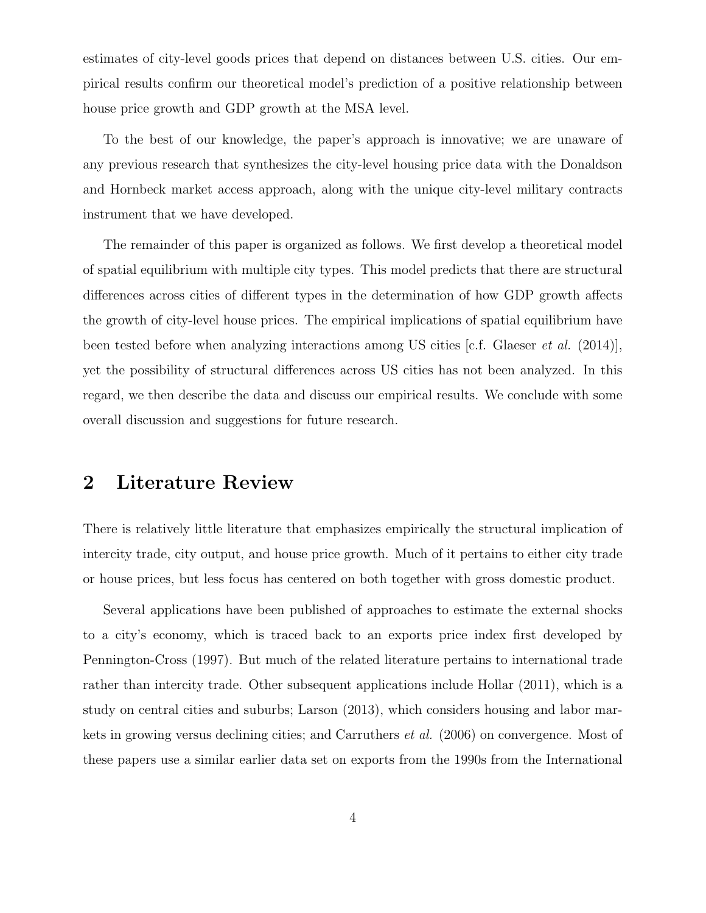estimates of city-level goods prices that depend on distances between U.S. cities. Our empirical results confirm our theoretical model's prediction of a positive relationship between house price growth and GDP growth at the MSA level.

To the best of our knowledge, the paper's approach is innovative; we are unaware of any previous research that synthesizes the city-level housing price data with the Donaldson and Hornbeck market access approach, along with the unique city-level military contracts instrument that we have developed.

The remainder of this paper is organized as follows. We first develop a theoretical model of spatial equilibrium with multiple city types. This model predicts that there are structural differences across cities of different types in the determination of how GDP growth affects the growth of city-level house prices. The empirical implications of spatial equilibrium have been tested before when analyzing interactions among US cities [c.f. Glaeser *et al.* (2014)], yet the possibility of structural differences across US cities has not been analyzed. In this regard, we then describe the data and discuss our empirical results. We conclude with some overall discussion and suggestions for future research.

## 2 Literature Review

There is relatively little literature that emphasizes empirically the structural implication of intercity trade, city output, and house price growth. Much of it pertains to either city trade or house prices, but less focus has centered on both together with gross domestic product.

Several applications have been published of approaches to estimate the external shocks to a city's economy, which is traced back to an exports price index first developed by Pennington-Cross (1997). But much of the related literature pertains to international trade rather than intercity trade. Other subsequent applications include Hollar (2011), which is a study on central cities and suburbs; Larson (2013), which considers housing and labor markets in growing versus declining cities; and Carruthers *et al.* (2006) on convergence. Most of these papers use a similar earlier data set on exports from the 1990s from the International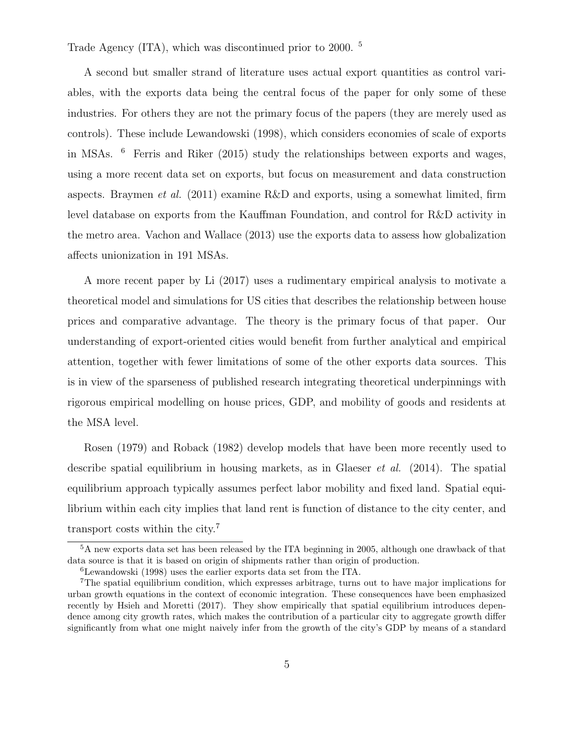Trade Agency (ITA), which was discontinued prior to 2000. [5]

A second but smaller strand of literature uses actual export quantities as control variables, with the exports data being the central focus of the paper for only some of these industries. For others they are not the primary focus of the papers (they are merely used as controls). These include Lewandowski (1998), which considers economies of scale of exports in MSAs. [6] Ferris and Riker (2015) study the relationships between exports and wages, using a more recent data set on exports, but focus on measurement and data construction aspects. Braymen *et al.* (2011) examine R&D and exports, using a somewhat limited, firm level database on exports from the Kauffman Foundation, and control for R&D activity in the metro area. Vachon and Wallace (2013) use the exports data to assess how globalization affects unionization in 191 MSAs.

A more recent paper by Li (2017) uses a rudimentary empirical analysis to motivate a theoretical model and simulations for US cities that describes the relationship between house prices and comparative advantage. The theory is the primary focus of that paper. Our understanding of export-oriented cities would benefit from further analytical and empirical attention, together with fewer limitations of some of the other exports data sources. This is in view of the sparseness of published research integrating theoretical underpinnings with rigorous empirical modelling on house prices, GDP, and mobility of goods and residents at the MSA level.

Rosen (1979) and Roback (1982) develop models that have been more recently used to describe spatial equilibrium in housing markets, as in Glaeser *et al.* (2014). The spatial equilibrium approach typically assumes perfect labor mobility and fixed land. Spatial equilibrium within each city implies that land rent is function of distance to the city center, and transport costs within the city.[7]

[5] A new exports data set has been released by the ITA beginning in 2005, although one drawback of that data source is that it is based on origin of shipments rather than origin of production.

[6] Lewandowski (1998) uses the earlier exports data set from the ITA.

[7] The spatial equilibrium condition, which expresses arbitrage, turns out to have major implications for urban growth equations in the context of economic integration. These consequences have been emphasized recently by Hsieh and Moretti (2017). They show empirically that spatial equilibrium introduces dependence among city growth rates, which makes the contribution of a particular city to aggregate growth differ significantly from what one might naively infer from the growth of the city's GDP by means of a standard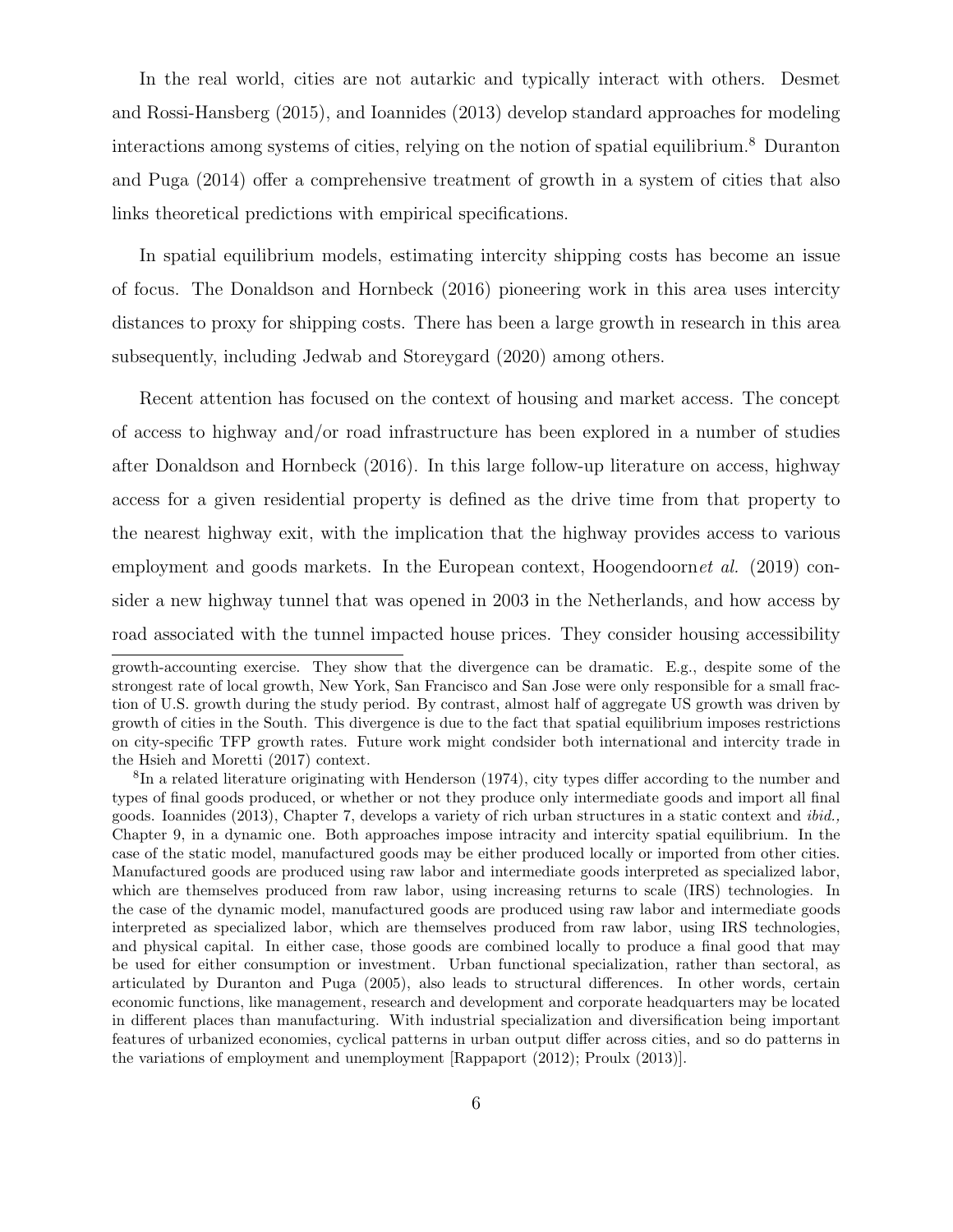In the real world, cities are not autarkic and typically interact with others. Desmet and Rossi-Hansberg (2015), and Ioannides (2013) develop standard approaches for modeling interactions among systems of cities, relying on the notion of spatial equilibrium.[8] Duranton and Puga (2014) offer a comprehensive treatment of growth in a system of cities that also links theoretical predictions with empirical specifications.

In spatial equilibrium models, estimating intercity shipping costs has become an issue of focus. The Donaldson and Hornbeck (2016) pioneering work in this area uses intercity distances to proxy for shipping costs. There has been a large growth in research in this area subsequently, including Jedwab and Storeygard (2020) among others.

Recent attention has focused on the context of housing and market access. The concept of access to highway and/or road infrastructure has been explored in a number of studies after Donaldson and Hornbeck (2016). In this large follow-up literature on access, highway access for a given residential property is defined as the drive time from that property to the nearest highway exit, with the implication that the highway provides access to various employment and goods markets. In the European context, Hoogendoorn*et al.* (2019) consider a new highway tunnel that was opened in 2003 in the Netherlands, and how access by road associated with the tunnel impacted house prices. They consider housing accessibility

growth-accounting exercise. They show that the divergence can be dramatic. E.g., despite some of the strongest rate of local growth, New York, San Francisco and San Jose were only responsible for a small fraction of U.S. growth during the study period. By contrast, almost half of aggregate US growth was driven by growth of cities in the South. This divergence is due to the fact that spatial equilibrium imposes restrictions on city-specific TFP growth rates. Future work might condsider both international and intercity trade in the Hsieh and Moretti (2017) context.

[8] In a related literature originating with Henderson (1974), city types differ according to the number and types of final goods produced, or whether or not they produce only intermediate goods and import all final goods. Ioannides (2013), Chapter 7, develops a variety of rich urban structures in a static context and *ibid.,* Chapter 9, in a dynamic one. Both approaches impose intracity and intercity spatial equilibrium. In the case of the static model, manufactured goods may be either produced locally or imported from other cities. Manufactured goods are produced using raw labor and intermediate goods interpreted as specialized labor, which are themselves produced from raw labor, using increasing returns to scale (IRS) technologies. In the case of the dynamic model, manufactured goods are produced using raw labor and intermediate goods interpreted as specialized labor, which are themselves produced from raw labor, using IRS technologies, and physical capital. In either case, those goods are combined locally to produce a final good that may be used for either consumption or investment. Urban functional specialization, rather than sectoral, as articulated by Duranton and Puga (2005), also leads to structural differences. In other words, certain economic functions, like management, research and development and corporate headquarters may be located in different places than manufacturing. With industrial specialization and diversification being important features of urbanized economies, cyclical patterns in urban output differ across cities, and so do patterns in the variations of employment and unemployment [Rappaport (2012); Proulx (2013)].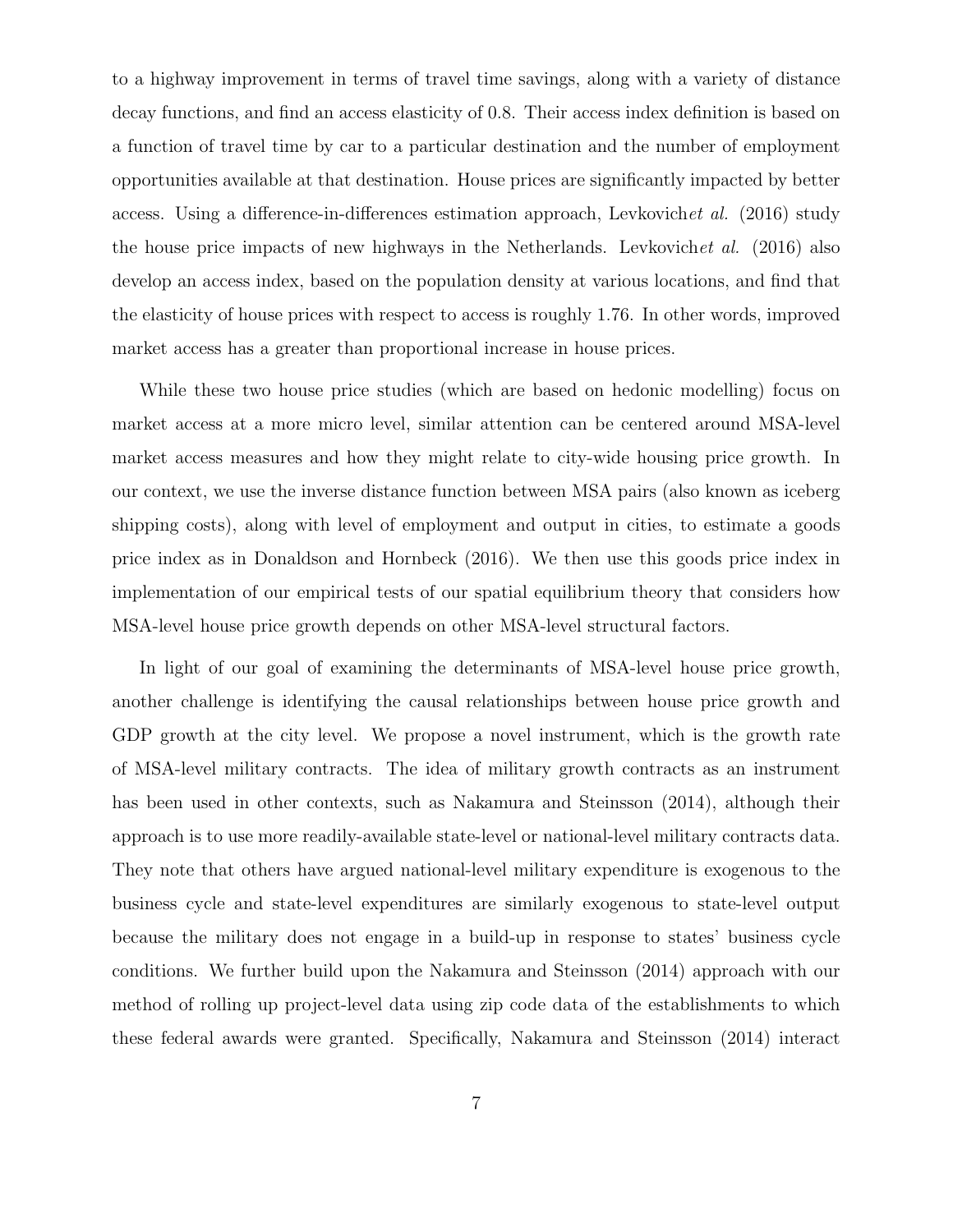to a highway improvement in terms of travel time savings, along with a variety of distance decay functions, and find an access elasticity of 0.8. Their access index definition is based on a function of travel time by car to a particular destination and the number of employment opportunities available at that destination. House prices are significantly impacted by better access. Using a difference-in-differences estimation approach, Levkovich*et al.* (2016) study the house price impacts of new highways in the Netherlands. Levkovich*et al.* (2016) also develop an access index, based on the population density at various locations, and find that the elasticity of house prices with respect to access is roughly 1.76. In other words, improved market access has a greater than proportional increase in house prices.

While these two house price studies (which are based on hedonic modelling) focus on market access at a more micro level, similar attention can be centered around MSA-level market access measures and how they might relate to city-wide housing price growth. In our context, we use the inverse distance function between MSA pairs (also known as iceberg shipping costs), along with level of employment and output in cities, to estimate a goods price index as in Donaldson and Hornbeck (2016). We then use this goods price index in implementation of our empirical tests of our spatial equilibrium theory that considers how MSA-level house price growth depends on other MSA-level structural factors.

In light of our goal of examining the determinants of MSA-level house price growth, another challenge is identifying the causal relationships between house price growth and GDP growth at the city level. We propose a novel instrument, which is the growth rate of MSA-level military contracts. The idea of military growth contracts as an instrument has been used in other contexts, such as Nakamura and Steinsson (2014), although their approach is to use more readily-available state-level or national-level military contracts data. They note that others have argued national-level military expenditure is exogenous to the business cycle and state-level expenditures are similarly exogenous to state-level output because the military does not engage in a build-up in response to states' business cycle conditions. We further build upon the Nakamura and Steinsson (2014) approach with our method of rolling up project-level data using zip code data of the establishments to which these federal awards were granted. Specifically, Nakamura and Steinsson (2014) interact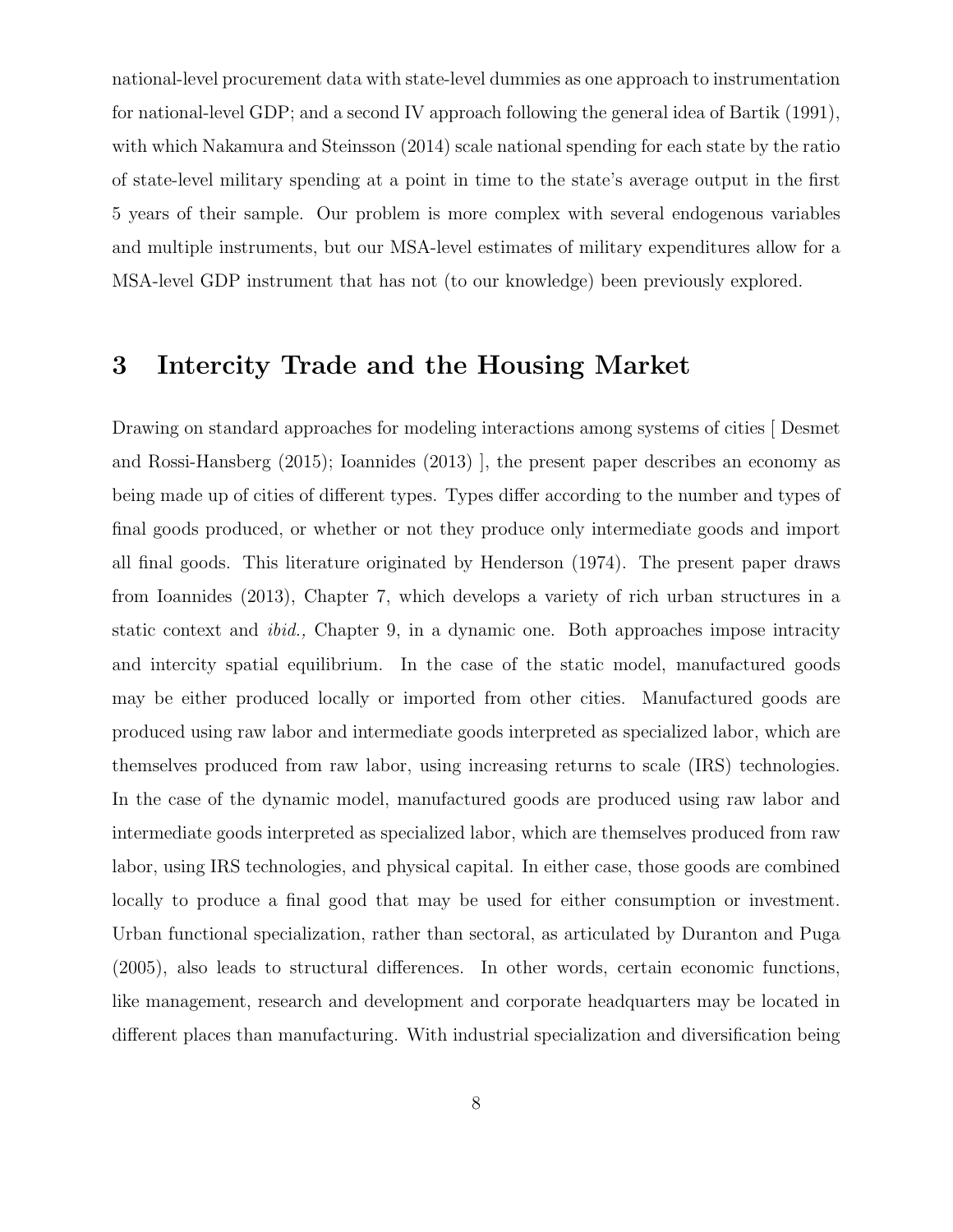national-level procurement data with state-level dummies as one approach to instrumentation for national-level GDP; and a second IV approach following the general idea of Bartik (1991), with which Nakamura and Steinsson (2014) scale national spending for each state by the ratio of state-level military spending at a point in time to the state's average output in the first 5 years of their sample. Our problem is more complex with several endogenous variables and multiple instruments, but our MSA-level estimates of military expenditures allow for a MSA-level GDP instrument that has not (to our knowledge) been previously explored.

# 3 Intercity Trade and the Housing Market

Drawing on standard approaches for modeling interactions among systems of cities [ Desmet and Rossi-Hansberg (2015); Ioannides (2013) ], the present paper describes an economy as being made up of cities of different types. Types differ according to the number and types of final goods produced, or whether or not they produce only intermediate goods and import all final goods. This literature originated by Henderson (1974). The present paper draws from Ioannides (2013), Chapter 7, which develops a variety of rich urban structures in a static context and *ibid.,* Chapter 9, in a dynamic one. Both approaches impose intracity and intercity spatial equilibrium. In the case of the static model, manufactured goods may be either produced locally or imported from other cities. Manufactured goods are produced using raw labor and intermediate goods interpreted as specialized labor, which are themselves produced from raw labor, using increasing returns to scale (IRS) technologies. In the case of the dynamic model, manufactured goods are produced using raw labor and intermediate goods interpreted as specialized labor, which are themselves produced from raw labor, using IRS technologies, and physical capital. In either case, those goods are combined locally to produce a final good that may be used for either consumption or investment. Urban functional specialization, rather than sectoral, as articulated by Duranton and Puga (2005), also leads to structural differences. In other words, certain economic functions, like management, research and development and corporate headquarters may be located in different places than manufacturing. With industrial specialization and diversification being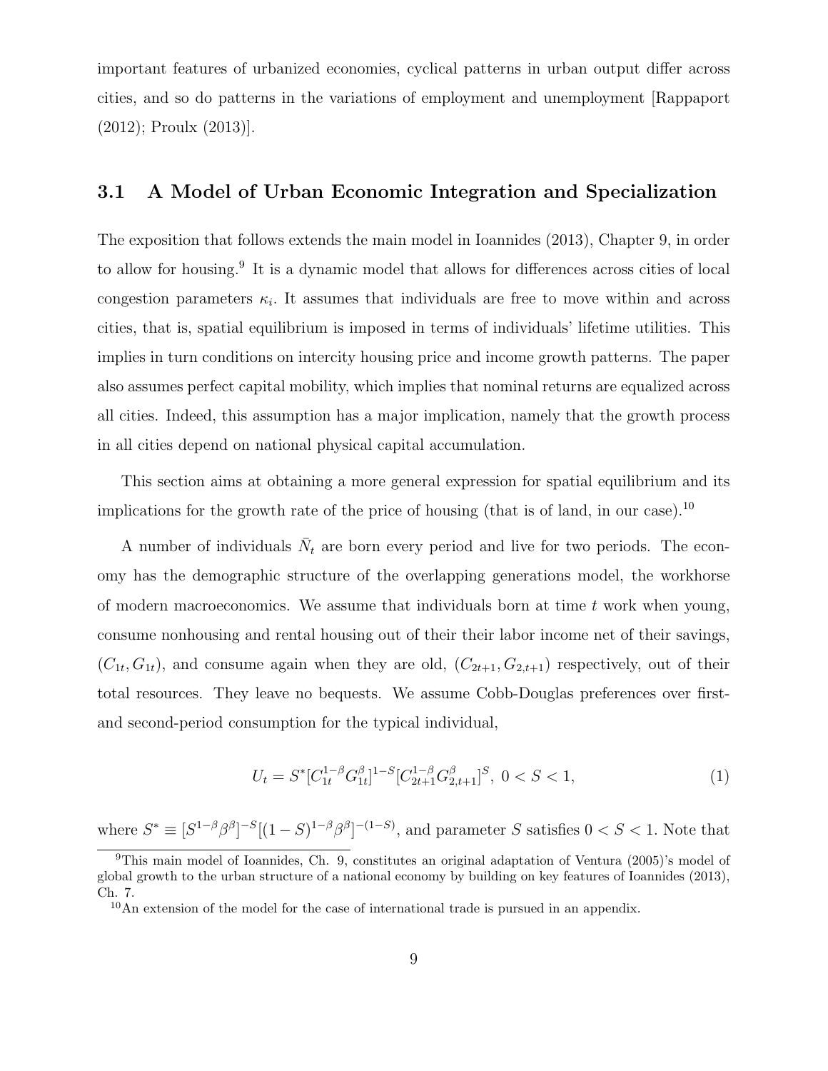important features of urbanized economies, cyclical patterns in urban output differ across cities, and so do patterns in the variations of employment and unemployment [Rappaport (2012); Proulx (2013)].

### 3.1 A Model of Urban Economic Integration and Specialization

The exposition that follows extends the main model in Ioannides (2013), Chapter 9, in order to allow for housing.[9] It is a dynamic model that allows for differences across cities of local congestion parameters $\kappa_i$. It assumes that individuals are free to move within and across cities, that is, spatial equilibrium is imposed in terms of individuals' lifetime utilities. This implies in turn conditions on intercity housing price and income growth patterns. The paper also assumes perfect capital mobility, which implies that nominal returns are equalized across all cities. Indeed, this assumption has a major implication, namely that the growth process in all cities depend on national physical capital accumulation.

This section aims at obtaining a more general expression for spatial equilibrium and its implications for the growth rate of the price of housing (that is of land, in our case).[10]

A number of individuals $\bar{N}_t$ are born every period and live for two periods. The economy has the demographic structure of the overlapping generations model, the workhorse of modern macroeconomics. We assume that individuals born at time $t$ work when young, consume nonhousing and rental housing out of their their labor income net of their savings, $(C_{1t}, G_{1t})$, and consume again when they are old, $(C_{2t+1}, G_{2,t+1})$ respectively, out of their total resources. They leave no bequests. We assume Cobb-Douglas preferences over first- and second-period consumption for the typical individual,

$$U_t = S^*[C_{1t}^{1-\beta} G_{1t}^{\beta}]^{1-S}[C_{2t+1}^{1-\beta} G_{2,t+1}^{\beta}]^S, \ 0 < S < 1, \tag{1}$$

where $S^* \equiv [S^{1-\beta}\beta^{\beta}]^{-S}[(1-S)^{1-\beta}\beta^{\beta}]^{-(1-S)}$, and parameter $S$ satisfies $0 < S < 1$. Note that

[9] This main model of Ioannides, Ch. 9, constitutes an original adaptation of Ventura (2005)'s model of global growth to the urban structure of a national economy by building on key features of Ioannides (2013), Ch. 7.

[10] An extension of the model for the case of international trade is pursued in an appendix.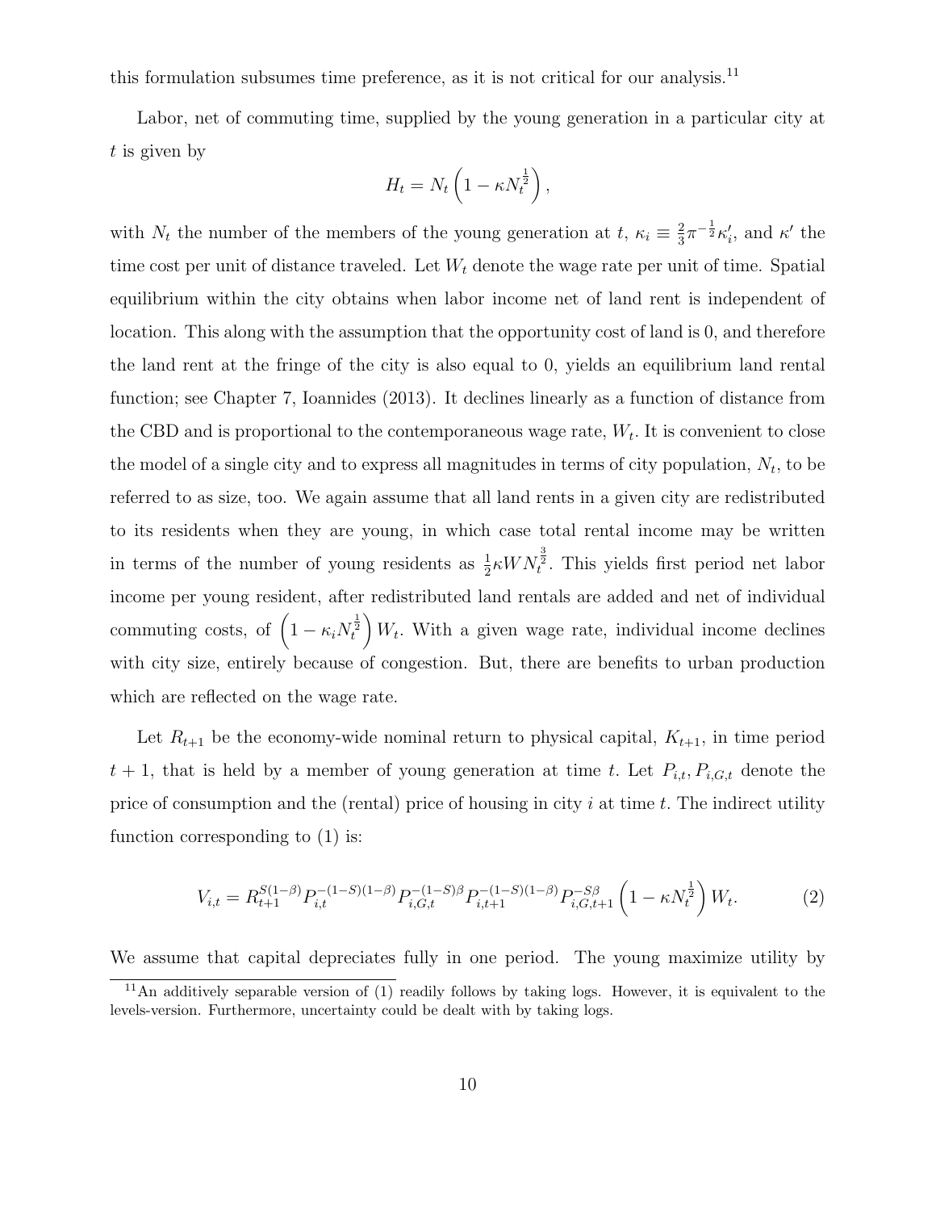this formulation subsumes time preference, as it is not critical for our analysis.[11]

Labor, net of commuting time, supplied by the young generation in a particular city at $t$ is given by

$$H_t = N_t \left(1 - \kappa N_t^{\frac{1}{2}}\right),$$

with $N_t$ the number of the members of the young generation at $t$, $\kappa_i \equiv \frac{2}{3}\pi^{-\frac{1}{2}}\kappa_i'$, and $\kappa'$ the time cost per unit of distance traveled. Let $W_t$ denote the wage rate per unit of time. Spatial equilibrium within the city obtains when labor income net of land rent is independent of location. This along with the assumption that the opportunity cost of land is 0, and therefore the land rent at the fringe of the city is also equal to 0, yields an equilibrium land rental function; see Chapter 7, Ioannides (2013). It declines linearly as a function of distance from the CBD and is proportional to the contemporaneous wage rate, $W_t$. It is convenient to close the model of a single city and to express all magnitudes in terms of city population, $N_t$, to be referred to as size, too. We again assume that all land rents in a given city are redistributed to its residents when they are young, in which case total rental income may be written in terms of the number of young residents as $\frac{1}{2}\kappa W N_t^{\frac{3}{2}}$. This yields first period net labor income per young resident, after redistributed land rentals are added and net of individual commuting costs, of $\left(1 - \kappa_i N_t^{\frac{1}{2}}\right) W_t$. With a given wage rate, individual income declines with city size, entirely because of congestion. But, there are benefits to urban production which are reflected on the wage rate.

Let $R_{t+1}$ be the economy-wide nominal return to physical capital, $K_{t+1}$, in time period $t+1$, that is held by a member of young generation at time $t$. Let $P_{i,t}, P_{i,G,t}$ denote the price of consumption and the (rental) price of housing in city $i$ at time $t$. The indirect utility function corresponding to (1) is:

$$V_{i,t} = R_{t+1}^{S(1-\beta)} P_{i,t}^{-(1-S)(1-\beta)} P_{i,G,t}^{-(1-S)\beta} P_{i,t+1}^{-(1-S)(1-\beta)} P_{i,G,t+1}^{-S\beta} \left(1 - \kappa N_t^{\frac{1}{2}}\right) W_t. \tag{2}$$

We assume that capital depreciates fully in one period. The young maximize utility by

[11] An additively separable version of (1) readily follows by taking logs. However, it is equivalent to the levels-version. Furthermore, uncertainty could be dealt with by taking logs.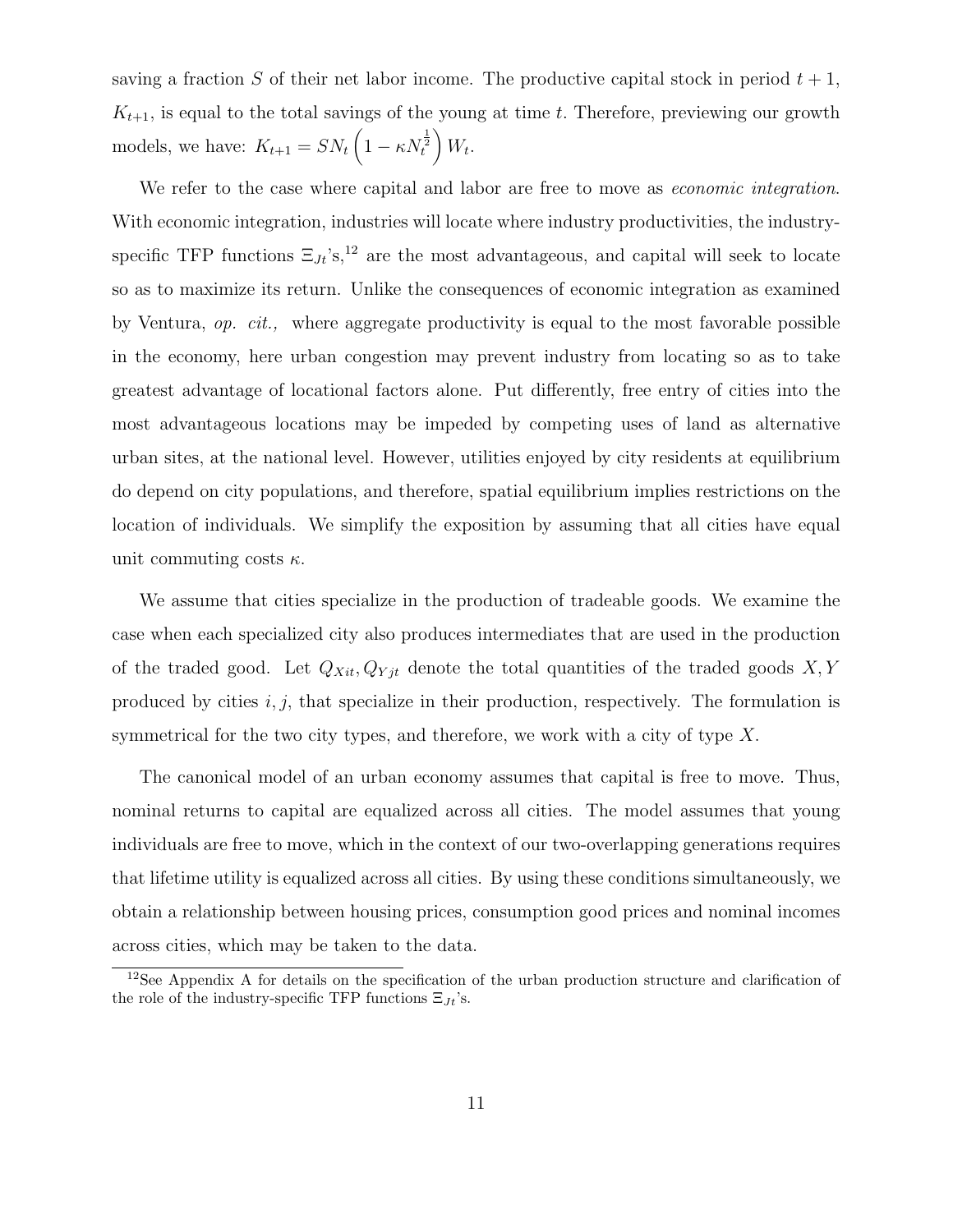saving a fraction $S$ of their net labor income. The productive capital stock in period $t+1$, $K_{t+1}$, is equal to the total savings of the young at time $t$. Therefore, previewing our growth models, we have: $K_{t+1} = SN_t\left(1 - \kappa N_t^{\frac{1}{2}}\right)W_t$.

We refer to the case where capital and labor are free to move as *economic integration*. With economic integration, industries will locate where industry productivities, the industry-specific TFP functions $\Xi_{Jt}$'s,[12] are the most advantageous, and capital will seek to locate so as to maximize its return. Unlike the consequences of economic integration as examined by Ventura, *op. cit.,* where aggregate productivity is equal to the most favorable possible in the economy, here urban congestion may prevent industry from locating so as to take greatest advantage of locational factors alone. Put differently, free entry of cities into the most advantageous locations may be impeded by competing uses of land as alternative urban sites, at the national level. However, utilities enjoyed by city residents at equilibrium do depend on city populations, and therefore, spatial equilibrium implies restrictions on the location of individuals. We simplify the exposition by assuming that all cities have equal unit commuting costs $\kappa$.

We assume that cities specialize in the production of tradeable goods. We examine the case when each specialized city also produces intermediates that are used in the production of the traded good. Let $Q_{Xit}, Q_{Yjt}$ denote the total quantities of the traded goods $X, Y$ produced by cities $i, j$, that specialize in their production, respectively. The formulation is symmetrical for the two city types, and therefore, we work with a city of type $X$.

The canonical model of an urban economy assumes that capital is free to move. Thus, nominal returns to capital are equalized across all cities. The model assumes that young individuals are free to move, which in the context of our two-overlapping generations requires that lifetime utility is equalized across all cities. By using these conditions simultaneously, we obtain a relationship between housing prices, consumption good prices and nominal incomes across cities, which may be taken to the data.

[12] See Appendix A for details on the specification of the urban production structure and clarification of the role of the industry-specific TFP functions $\Xi_{Jt}$'s.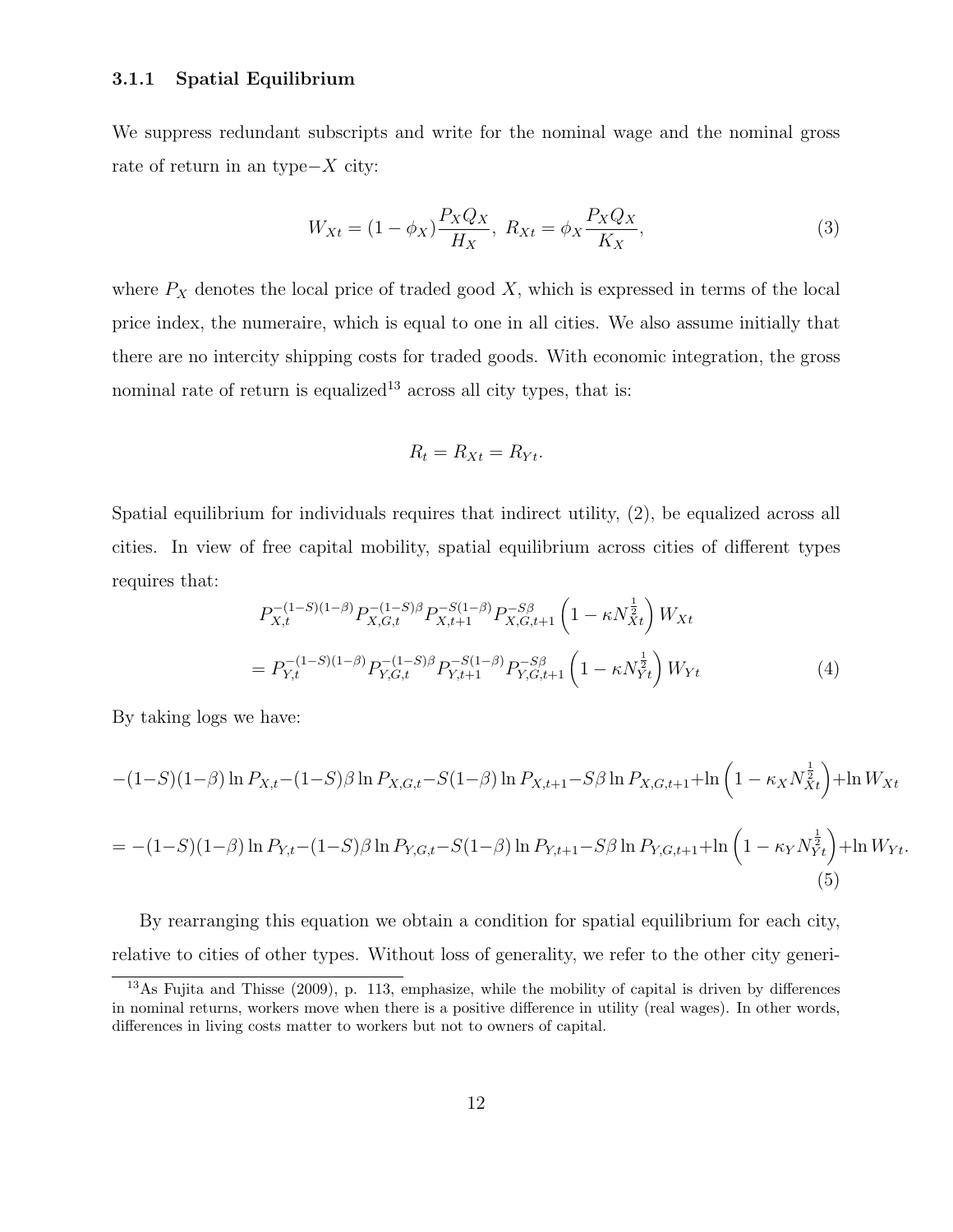### 3.1.1 Spatial Equilibrium

We suppress redundant subscripts and write for the nominal wage and the nominal gross rate of return in an type$-X$ city:

$$W_{Xt} = (1 - \phi_X)\frac{P_X Q_X}{H_X},\ R_{Xt} = \phi_X \frac{P_X Q_X}{K_X}, \tag{3}$$

where $P_X$ denotes the local price of traded good $X$, which is expressed in terms of the local price index, the numeraire, which is equal to one in all cities. We also assume initially that there are no intercity shipping costs for traded goods. With economic integration, the gross nominal rate of return is equalized[13] across all city types, that is:

$$R_t = R_{Xt} = R_{Yt}.$$

Spatial equilibrium for individuals requires that indirect utility, (2), be equalized across all cities. In view of free capital mobility, spatial equilibrium across cities of different types requires that:

$$\begin{aligned} &P_{X,t}^{-(1-S)(1-\beta)} P_{X,G,t}^{-(1-S)\beta} P_{X,t+1}^{-S(1-\beta)} P_{X,G,t+1}^{-S\beta} \left(1 - \kappa N_{Xt}^{\frac{1}{2}}\right) W_{Xt} \\ &= P_{Y,t}^{-(1-S)(1-\beta)} P_{Y,G,t}^{-(1-S)\beta} P_{Y,t+1}^{-S(1-\beta)} P_{Y,G,t+1}^{-S\beta} \left(1 - \kappa N_{Yt}^{\frac{1}{2}}\right) W_{Yt} \end{aligned} \tag{4}$$

By taking logs we have:

$$\begin{aligned} &-(1-S)(1-\beta)\ln P_{X,t} - (1-S)\beta \ln P_{X,G,t} - S(1-\beta)\ln P_{X,t+1} - S\beta \ln P_{X,G,t+1} + \ln\left(1 - \kappa_X N_{Xt}^{\frac{1}{2}}\right) + \ln W_{Xt} \\ &= -(1-S)(1-\beta)\ln P_{Y,t} - (1-S)\beta \ln P_{Y,G,t} - S(1-\beta)\ln P_{Y,t+1} - S\beta \ln P_{Y,G,t+1} + \ln\left(1 - \kappa_Y N_{Yt}^{\frac{1}{2}}\right) + \ln W_{Yt}. \end{aligned} \tag{5}$$

By rearranging this equation we obtain a condition for spatial equilibrium for each city, relative to cities of other types. Without loss of generality, we refer to the other city generi-

[13] As Fujita and Thisse (2009), p. 113, emphasize, while the mobility of capital is driven by differences in nominal returns, workers move when there is a positive difference in utility (real wages). In other words, differences in living costs matter to workers but not to owners of capital.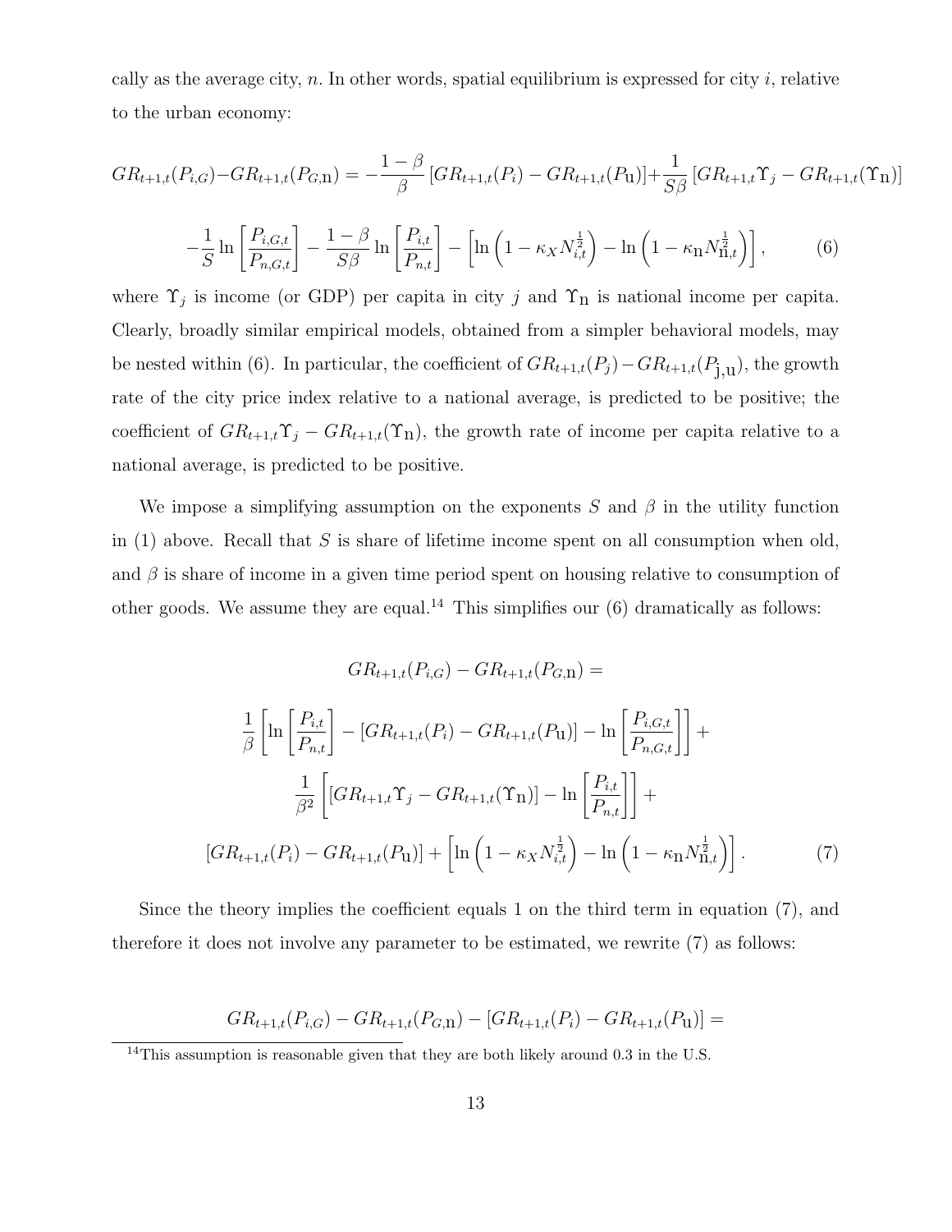cally as the average city, $n$. In other words, spatial equilibrium is expressed for city $i$, relative to the urban economy:

$$GR_{t+1,t}(P_{i,G})-GR_{t+1,t}(P_{G,\mathrm{n}}) = -\frac{1-\beta}{\beta}\left[GR_{t+1,t}(P_i) - GR_{t+1,t}(P_{\mathrm{u}})\right]+\frac{1}{S\beta}\left[GR_{t+1,t}\Upsilon_j - GR_{t+1,t}(\Upsilon_{\mathrm{n}})\right]$$

$$-\frac{1}{S}\ln\left[\frac{P_{i,G,t}}{P_{n,G,t}}\right] - \frac{1-\beta}{S\beta}\ln\left[\frac{P_{i,t}}{P_{n,t}}\right] - \left[\ln\left(1-\kappa_X N_{i,t}^{\frac{1}{2}}\right) - \ln\left(1-\kappa_{\mathrm{n}} N_{\mathrm{n},t}^{\frac{1}{2}}\right)\right], \qquad (6)$$

where $\Upsilon_j$ is income (or GDP) per capita in city $j$ and $\Upsilon_{\mathrm{n}}$ is national income per capita. Clearly, broadly similar empirical models, obtained from a simpler behavioral models, may be nested within (6). In particular, the coefficient of $GR_{t+1,t}(P_j) - GR_{t+1,t}(P_{\mathrm{j,u}})$, the growth rate of the city price index relative to a national average, is predicted to be positive; the coefficient of $GR_{t+1,t}\Upsilon_j - GR_{t+1,t}(\Upsilon_{\mathrm{n}})$, the growth rate of income per capita relative to a national average, is predicted to be positive.

We impose a simplifying assumption on the exponents $S$ and $\beta$ in the utility function in (1) above. Recall that $S$ is share of lifetime income spent on all consumption when old, and $\beta$ is share of income in a given time period spent on housing relative to consumption of other goods. We assume they are equal.[14] This simplifies our (6) dramatically as follows:

$$GR_{t+1,t}(P_{i,G}) - GR_{t+1,t}(P_{G,\mathrm{n}}) =$$

$$\frac{1}{\beta}\left[\ln\left[\frac{P_{i,t}}{P_{n,t}}\right] - \left[GR_{t+1,t}(P_i) - GR_{t+1,t}(P_{\mathrm{u}})\right] - \ln\left[\frac{P_{i,G,t}}{P_{n,G,t}}\right]\right] +$$

$$\frac{1}{\beta^2}\left[\left[GR_{t+1,t}\Upsilon_j - GR_{t+1,t}(\Upsilon_{\mathrm{n}})\right] - \ln\left[\frac{P_{i,t}}{P_{n,t}}\right]\right] +$$

$$\left[GR_{t+1,t}(P_i) - GR_{t+1,t}(P_{\mathrm{u}})\right] + \left[\ln\left(1-\kappa_X N_{i,t}^{\frac{1}{2}}\right) - \ln\left(1-\kappa_{\mathrm{n}} N_{\mathrm{n},t}^{\frac{1}{2}}\right)\right]. \qquad (7)$$

Since the theory implies the coefficient equals 1 on the third term in equation (7), and therefore it does not involve any parameter to be estimated, we rewrite (7) as follows:

$$GR_{t+1,t}(P_{i,G}) - GR_{t+1,t}(P_{G,\mathrm{n}}) - \left[GR_{t+1,t}(P_i) - GR_{t+1,t}(P_{\mathrm{u}})\right] =$$

[14] This assumption is reasonable given that they are both likely around 0.3 in the U.S.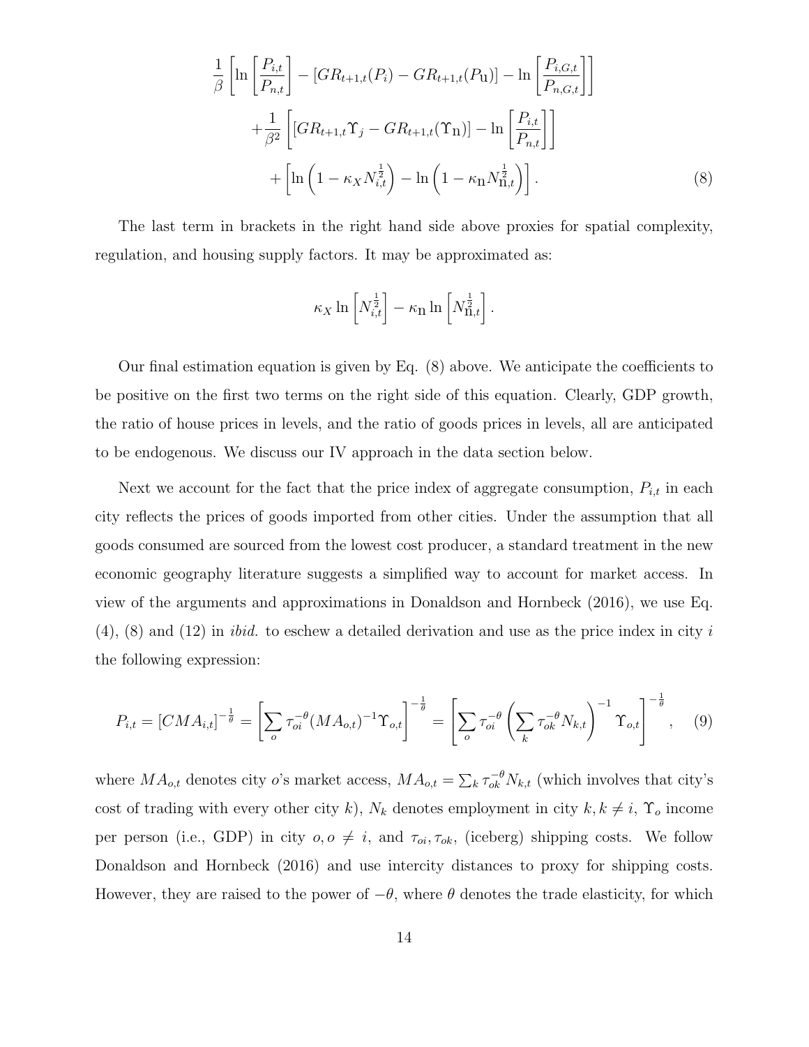$$
\begin{aligned}
&\frac{1}{\beta}\left[\ln\left[\frac{P_{i,t}}{P_{n,t}}\right] - \left[GR_{t+1,t}(P_i) - GR_{t+1,t}(P_{\mathrm{u}})\right] - \ln\left[\frac{P_{i,G,t}}{P_{n,G,t}}\right]\right] \\
&\quad + \frac{1}{\beta^2}\left[\left[GR_{t+1,t}\Upsilon_j - GR_{t+1,t}(\Upsilon_{\mathrm{n}})\right] - \ln\left[\frac{P_{i,t}}{P_{n,t}}\right]\right] \\
&\quad + \left[\ln\left(1 - \kappa_X N_{i,t}^{\frac{1}{2}}\right) - \ln\left(1 - \kappa_{\mathrm{n}} N_{\mathrm{n},t}^{\frac{1}{2}}\right)\right]. \qquad (8)
\end{aligned}
$$

The last term in brackets in the right hand side above proxies for spatial complexity, regulation, and housing supply factors. It may be approximated as:

$$
\kappa_X \ln\left[N_{i,t}^{\frac{1}{2}}\right] - \kappa_{\mathrm{n}} \ln\left[N_{\mathrm{n},t}^{\frac{1}{2}}\right].
$$

Our final estimation equation is given by Eq. (8) above. We anticipate the coefficients to be positive on the first two terms on the right side of this equation. Clearly, GDP growth, the ratio of house prices in levels, and the ratio of goods prices in levels, all are anticipated to be endogenous. We discuss our IV approach in the data section below.

Next we account for the fact that the price index of aggregate consumption, $P_{i,t}$ in each city reflects the prices of goods imported from other cities. Under the assumption that all goods consumed are sourced from the lowest cost producer, a standard treatment in the new economic geography literature suggests a simplified way to account for market access. In view of the arguments and approximations in Donaldson and Hornbeck (2016), we use Eq. (4), (8) and (12) in *ibid.* to eschew a detailed derivation and use as the price index in city $i$ the following expression:

$$
P_{i,t} = \left[CMA_{i,t}\right]^{-\frac{1}{\theta}} = \left[\sum_o \tau_{oi}^{-\theta}(MA_{o,t})^{-1}\Upsilon_{o,t}\right]^{-\frac{1}{\theta}} = \left[\sum_o \tau_{oi}^{-\theta}\left(\sum_k \tau_{ok}^{-\theta} N_{k,t}\right)^{-1}\Upsilon_{o,t}\right]^{-\frac{1}{\theta}}, \qquad (9)
$$

where $MA_{o,t}$ denotes city $o$'s market access, $MA_{o,t} = \sum_k \tau_{ok}^{-\theta} N_{k,t}$ (which involves that city's cost of trading with every other city $k$), $N_k$ denotes employment in city $k, k \neq i$, $\Upsilon_o$ income per person (i.e., GDP) in city $o, o \neq i$, and $\tau_{oi}, \tau_{ok}$, (iceberg) shipping costs. We follow Donaldson and Hornbeck (2016) and use intercity distances to proxy for shipping costs. However, they are raised to the power of $-\theta$, where $\theta$ denotes the trade elasticity, for which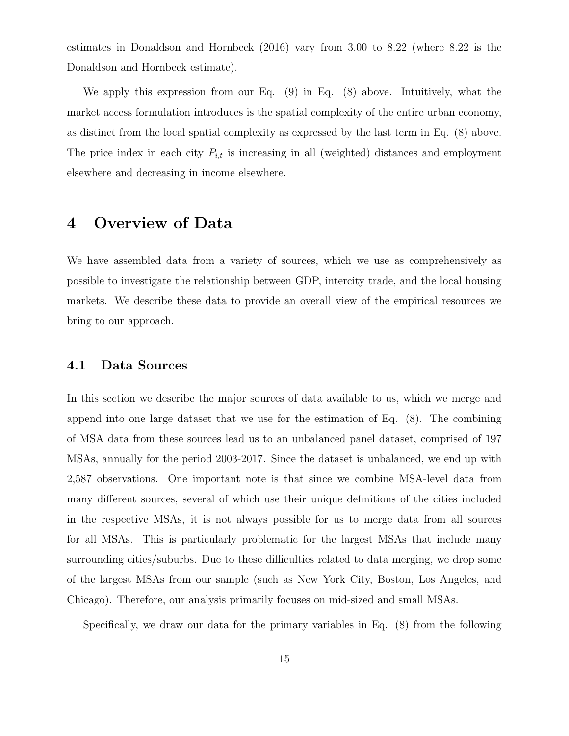estimates in Donaldson and Hornbeck (2016) vary from 3.00 to 8.22 (where 8.22 is the Donaldson and Hornbeck estimate).

We apply this expression from our Eq. (9) in Eq. (8) above. Intuitively, what the market access formulation introduces is the spatial complexity of the entire urban economy, as distinct from the local spatial complexity as expressed by the last term in Eq. (8) above. The price index in each city $P_{i,t}$ is increasing in all (weighted) distances and employment elsewhere and decreasing in income elsewhere.

# 4 Overview of Data

We have assembled data from a variety of sources, which we use as comprehensively as possible to investigate the relationship between GDP, intercity trade, and the local housing markets. We describe these data to provide an overall view of the empirical resources we bring to our approach.

## 4.1 Data Sources

In this section we describe the major sources of data available to us, which we merge and append into one large dataset that we use for the estimation of Eq. (8). The combining of MSA data from these sources lead us to an unbalanced panel dataset, comprised of 197 MSAs, annually for the period 2003-2017. Since the dataset is unbalanced, we end up with 2,587 observations. One important note is that since we combine MSA-level data from many different sources, several of which use their unique definitions of the cities included in the respective MSAs, it is not always possible for us to merge data from all sources for all MSAs. This is particularly problematic for the largest MSAs that include many surrounding cities/suburbs. Due to these difficulties related to data merging, we drop some of the largest MSAs from our sample (such as New York City, Boston, Los Angeles, and Chicago). Therefore, our analysis primarily focuses on mid-sized and small MSAs.

Specifically, we draw our data for the primary variables in Eq. (8) from the following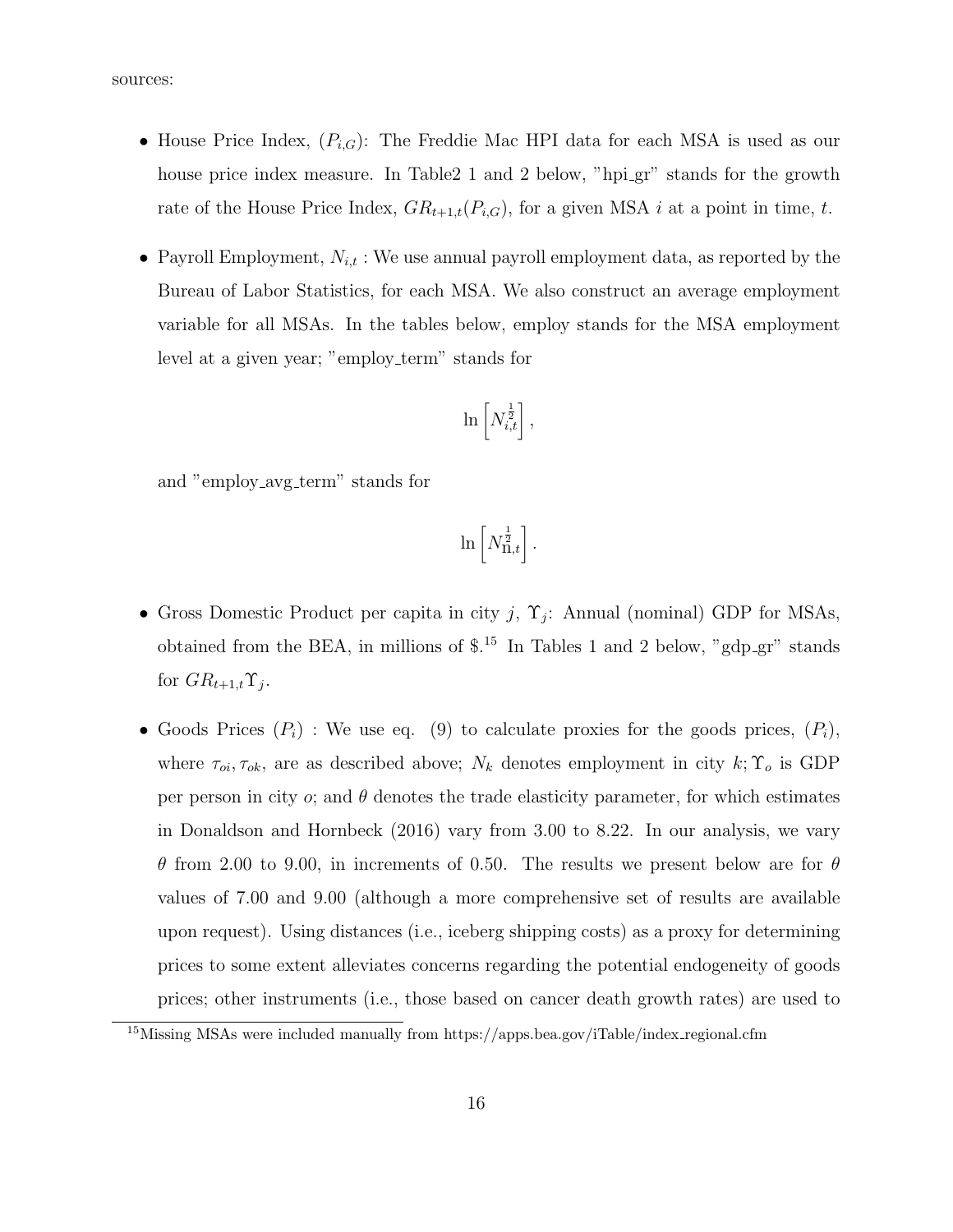sources:

- House Price Index, $(P_{i,G})$: The Freddie Mac HPI data for each MSA is used as our house price index measure. In Table2 1 and 2 below, "hpi_gr" stands for the growth rate of the House Price Index, $GR_{t+1,t}(P_{i,G})$, for a given MSA $i$ at a point in time, $t$.

- Payroll Employment, $N_{i,t}$ : We use annual payroll employment data, as reported by the Bureau of Labor Statistics, for each MSA. We also construct an average employment variable for all MSAs. In the tables below, employ stands for the MSA employment level at a given year; "employ_term" stands for

$$\ln\left[N_{i,t}^{\frac{1}{2}}\right],$$

and "employ_avg_term" stands for

$$\ln\left[N_{\text{n},t}^{\frac{1}{2}}\right].$$

- Gross Domestic Product per capita in city $j$, $\Upsilon_j$: Annual (nominal) GDP for MSAs, obtained from the BEA, in millions of \$.[15] In Tables 1 and 2 below, "gdp_gr" stands for $GR_{t+1,t}\Upsilon_j$.

- Goods Prices $(P_i)$ : We use eq. (9) to calculate proxies for the goods prices, $(P_i)$, where $\tau_{oi}, \tau_{ok}$, are as described above; $N_k$ denotes employment in city $k$; $\Upsilon_o$ is GDP per person in city $o$; and $\theta$ denotes the trade elasticity parameter, for which estimates in Donaldson and Hornbeck (2016) vary from 3.00 to 8.22. In our analysis, we vary $\theta$ from 2.00 to 9.00, in increments of 0.50. The results we present below are for $\theta$ values of 7.00 and 9.00 (although a more comprehensive set of results are available upon request). Using distances (i.e., iceberg shipping costs) as a proxy for determining prices to some extent alleviates concerns regarding the potential endogeneity of goods prices; other instruments (i.e., those based on cancer death growth rates) are used to

[15] Missing MSAs were included manually from https://apps.bea.gov/iTable/index_regional.cfm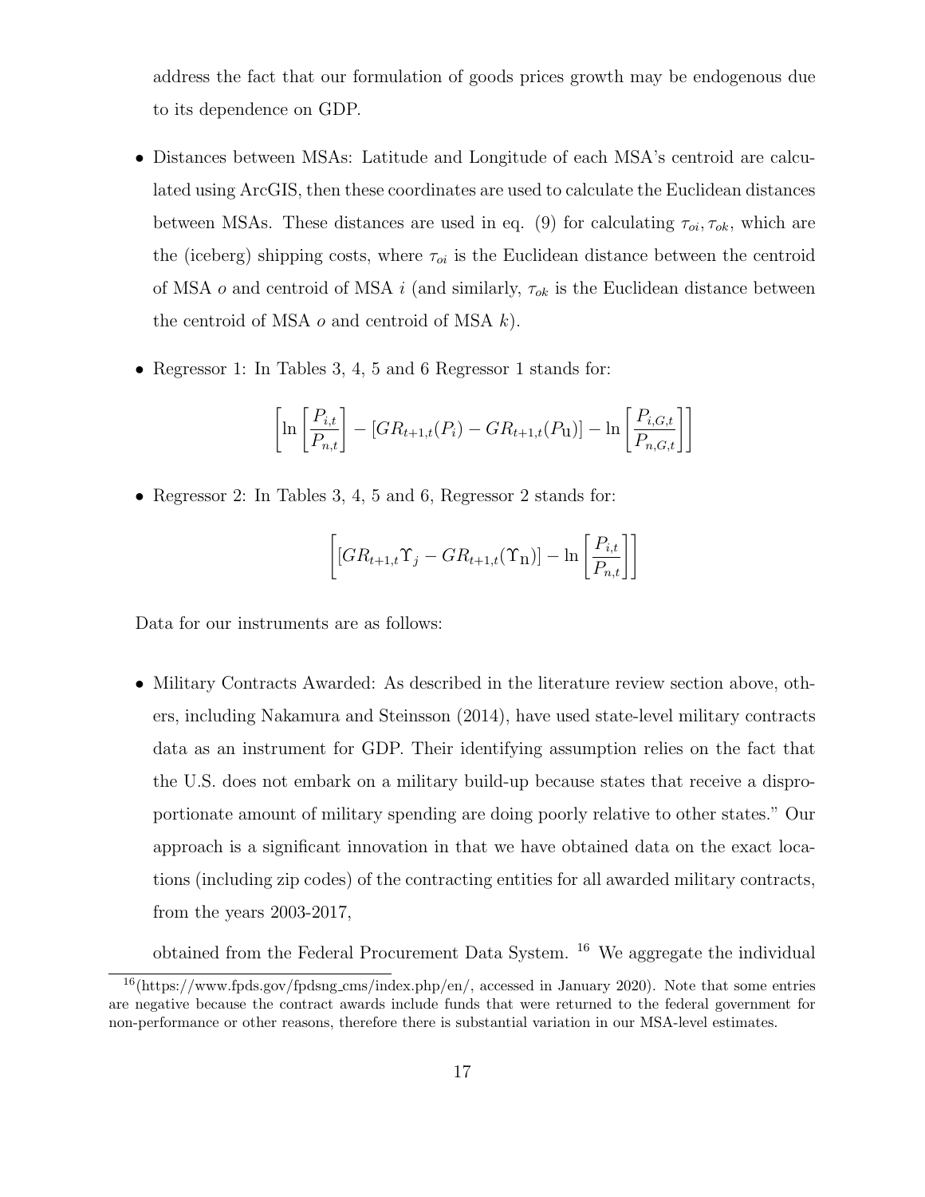address the fact that our formulation of goods prices growth may be endogenous due to its dependence on GDP.

- Distances between MSAs: Latitude and Longitude of each MSA's centroid are calculated using ArcGIS, then these coordinates are used to calculate the Euclidean distances between MSAs. These distances are used in eq. (9) for calculating $\tau_{oi}, \tau_{ok}$, which are the (iceberg) shipping costs, where $\tau_{oi}$ is the Euclidean distance between the centroid of MSA $o$ and centroid of MSA $i$ (and similarly, $\tau_{ok}$ is the Euclidean distance between the centroid of MSA $o$ and centroid of MSA $k$).

- Regressor 1: In Tables 3, 4, 5 and 6 Regressor 1 stands for:

$$\left[ \ln \left[ \frac{P_{i,t}}{P_{n,t}} \right] - [GR_{t+1,t}(P_i) - GR_{t+1,t}(P_{\text{U}})] - \ln \left[ \frac{P_{i,G,t}}{P_{n,G,t}} \right] \right]$$

- Regressor 2: In Tables 3, 4, 5 and 6, Regressor 2 stands for:

$$\left[ [GR_{t+1,t}\Upsilon_j - GR_{t+1,t}(\Upsilon_{\text{n}})] - \ln \left[ \frac{P_{i,t}}{P_{n,t}} \right] \right]$$

Data for our instruments are as follows:

- Military Contracts Awarded: As described in the literature review section above, others, including Nakamura and Steinsson (2014), have used state-level military contracts data as an instrument for GDP. Their identifying assumption relies on the fact that the U.S. does not embark on a military build-up because states that receive a disproportionate amount of military spending are doing poorly relative to other states." Our approach is a significant innovation in that we have obtained data on the exact locations (including zip codes) of the contracting entities for all awarded military contracts, from the years 2003-2017,

  obtained from the Federal Procurement Data System. [16] We aggregate the individual

[16](https://www.fpds.gov/fpdsng_cms/index.php/en/, accessed in January 2020). Note that some entries are negative because the contract awards include funds that were returned to the federal government for non-performance or other reasons, therefore there is substantial variation in our MSA-level estimates.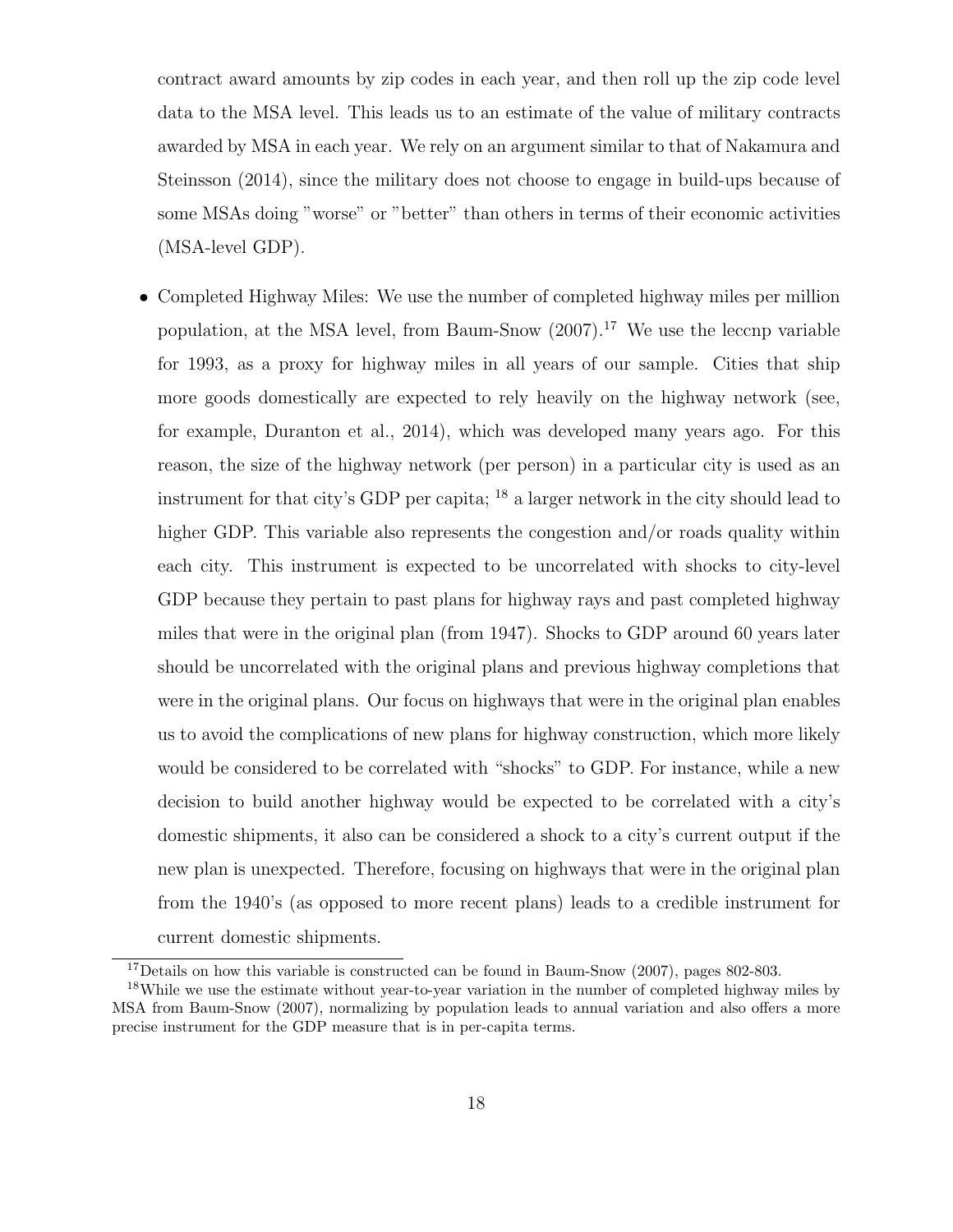contract award amounts by zip codes in each year, and then roll up the zip code level data to the MSA level. This leads us to an estimate of the value of military contracts awarded by MSA in each year. We rely on an argument similar to that of Nakamura and Steinsson (2014), since the military does not choose to engage in build-ups because of some MSAs doing "worse" or "better" than others in terms of their economic activities (MSA-level GDP).

- Completed Highway Miles: We use the number of completed highway miles per million population, at the MSA level, from Baum-Snow (2007).[17] We use the leccnp variable for 1993, as a proxy for highway miles in all years of our sample. Cities that ship more goods domestically are expected to rely heavily on the highway network (see, for example, Duranton et al., 2014), which was developed many years ago. For this reason, the size of the highway network (per person) in a particular city is used as an instrument for that city's GDP per capita; [18] a larger network in the city should lead to higher GDP. This variable also represents the congestion and/or roads quality within each city. This instrument is expected to be uncorrelated with shocks to city-level GDP because they pertain to past plans for highway rays and past completed highway miles that were in the original plan (from 1947). Shocks to GDP around 60 years later should be uncorrelated with the original plans and previous highway completions that were in the original plans. Our focus on highways that were in the original plan enables us to avoid the complications of new plans for highway construction, which more likely would be considered to be correlated with "shocks" to GDP. For instance, while a new decision to build another highway would be expected to be correlated with a city's domestic shipments, it also can be considered a shock to a city's current output if the new plan is unexpected. Therefore, focusing on highways that were in the original plan from the 1940's (as opposed to more recent plans) leads to a credible instrument for current domestic shipments.

[17] Details on how this variable is constructed can be found in Baum-Snow (2007), pages 802-803.

[18] While we use the estimate without year-to-year variation in the number of completed highway miles by MSA from Baum-Snow (2007), normalizing by population leads to annual variation and also offers a more precise instrument for the GDP measure that is in per-capita terms.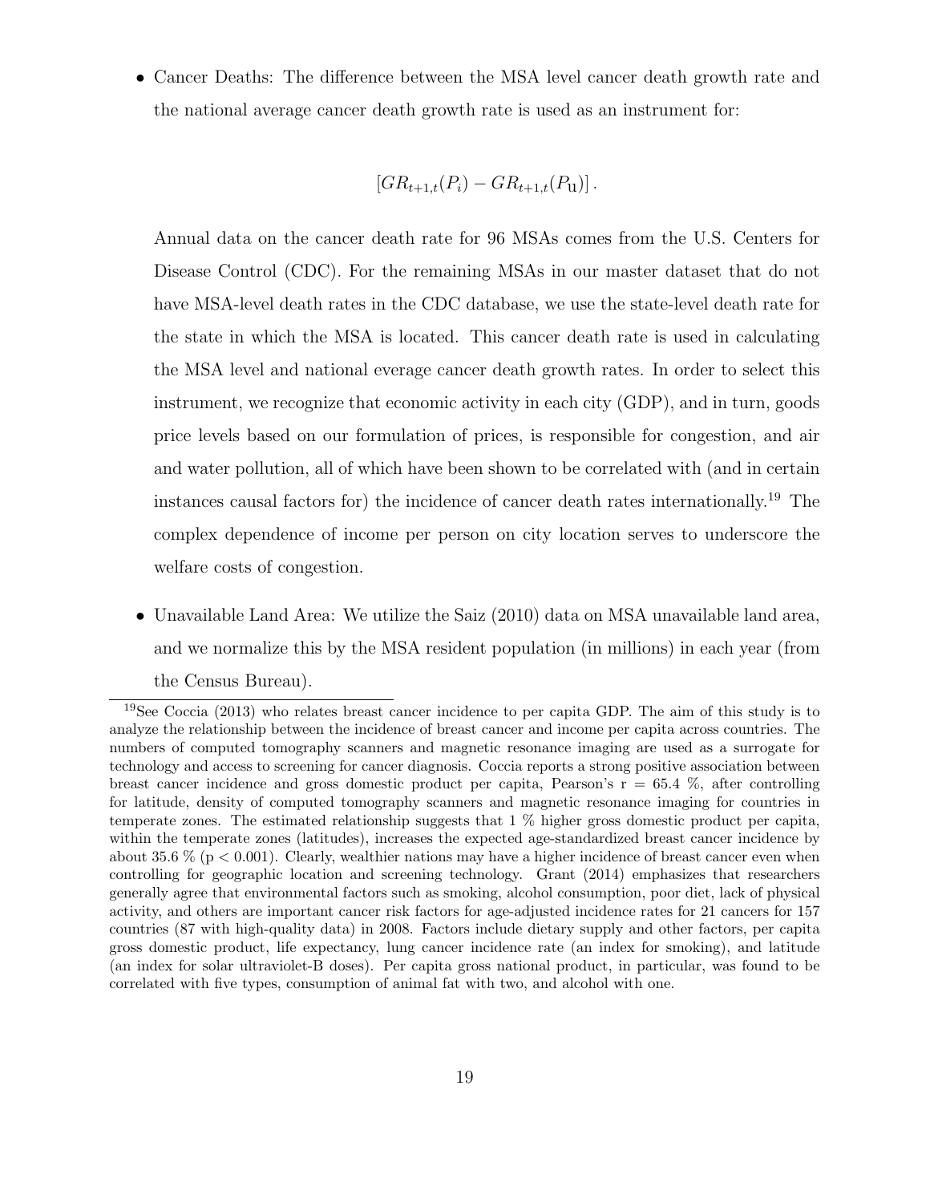- Cancer Deaths: The difference between the MSA level cancer death growth rate and the national average cancer death growth rate is used as an instrument for:

$$[GR_{t+1,t}(P_i) - GR_{t+1,t}(P_{\text{u}})] .$$

  Annual data on the cancer death rate for 96 MSAs comes from the U.S. Centers for Disease Control (CDC). For the remaining MSAs in our master dataset that do not have MSA-level death rates in the CDC database, we use the state-level death rate for the state in which the MSA is located. This cancer death rate is used in calculating the MSA level and national everage cancer death growth rates. In order to select this instrument, we recognize that economic activity in each city (GDP), and in turn, goods price levels based on our formulation of prices, is responsible for congestion, and air and water pollution, all of which have been shown to be correlated with (and in certain instances causal factors for) the incidence of cancer death rates internationally.[19] The complex dependence of income per person on city location serves to underscore the welfare costs of congestion.

- Unavailable Land Area: We utilize the Saiz (2010) data on MSA unavailable land area, and we normalize this by the MSA resident population (in millions) in each year (from the Census Bureau).

[19] See Coccia (2013) who relates breast cancer incidence to per capita GDP. The aim of this study is to analyze the relationship between the incidence of breast cancer and income per capita across countries. The numbers of computed tomography scanners and magnetic resonance imaging are used as a surrogate for technology and access to screening for cancer diagnosis. Coccia reports a strong positive association between breast cancer incidence and gross domestic product per capita, Pearson's r = 65.4 %, after controlling for latitude, density of computed tomography scanners and magnetic resonance imaging for countries in temperate zones. The estimated relationship suggests that 1 % higher gross domestic product per capita, within the temperate zones (latitudes), increases the expected age-standardized breast cancer incidence by about 35.6 % ($p < 0.001$). Clearly, wealthier nations may have a higher incidence of breast cancer even when controlling for geographic location and screening technology. Grant (2014) emphasizes that researchers generally agree that environmental factors such as smoking, alcohol consumption, poor diet, lack of physical activity, and others are important cancer risk factors for age-adjusted incidence rates for 21 cancers for 157 countries (87 with high-quality data) in 2008. Factors include dietary supply and other factors, per capita gross domestic product, life expectancy, lung cancer incidence rate (an index for smoking), and latitude (an index for solar ultraviolet-B doses). Per capita gross national product, in particular, was found to be correlated with five types, consumption of animal fat with two, and alcohol with one.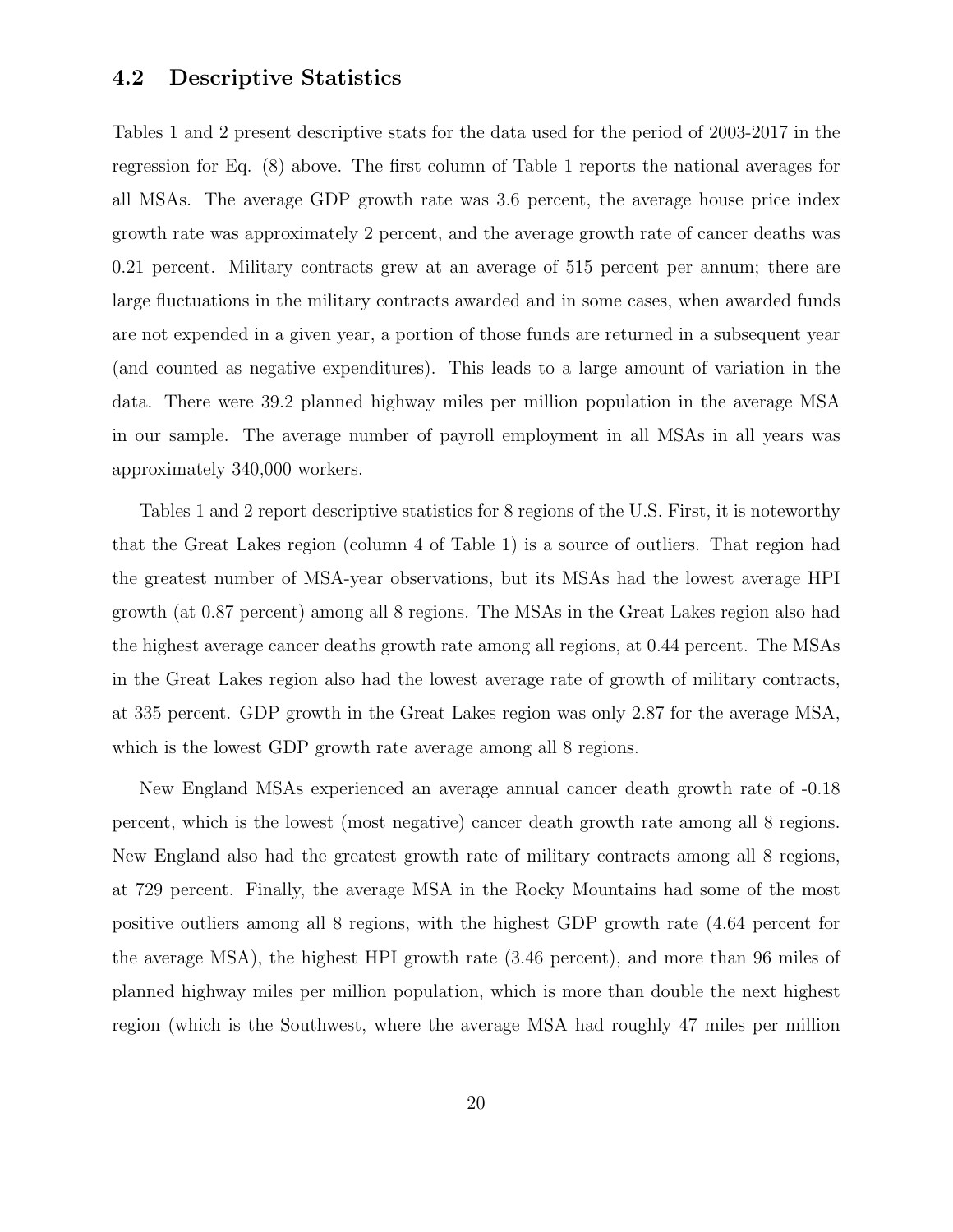## 4.2 Descriptive Statistics

Tables 1 and 2 present descriptive stats for the data used for the period of 2003-2017 in the regression for Eq. (8) above. The first column of Table 1 reports the national averages for all MSAs. The average GDP growth rate was 3.6 percent, the average house price index growth rate was approximately 2 percent, and the average growth rate of cancer deaths was 0.21 percent. Military contracts grew at an average of 515 percent per annum; there are large fluctuations in the military contracts awarded and in some cases, when awarded funds are not expended in a given year, a portion of those funds are returned in a subsequent year (and counted as negative expenditures). This leads to a large amount of variation in the data. There were 39.2 planned highway miles per million population in the average MSA in our sample. The average number of payroll employment in all MSAs in all years was approximately 340,000 workers.

Tables 1 and 2 report descriptive statistics for 8 regions of the U.S. First, it is noteworthy that the Great Lakes region (column 4 of Table 1) is a source of outliers. That region had the greatest number of MSA-year observations, but its MSAs had the lowest average HPI growth (at 0.87 percent) among all 8 regions. The MSAs in the Great Lakes region also had the highest average cancer deaths growth rate among all regions, at 0.44 percent. The MSAs in the Great Lakes region also had the lowest average rate of growth of military contracts, at 335 percent. GDP growth in the Great Lakes region was only 2.87 for the average MSA, which is the lowest GDP growth rate average among all 8 regions.

New England MSAs experienced an average annual cancer death growth rate of -0.18 percent, which is the lowest (most negative) cancer death growth rate among all 8 regions. New England also had the greatest growth rate of military contracts among all 8 regions, at 729 percent. Finally, the average MSA in the Rocky Mountains had some of the most positive outliers among all 8 regions, with the highest GDP growth rate (4.64 percent for the average MSA), the highest HPI growth rate (3.46 percent), and more than 96 miles of planned highway miles per million population, which is more than double the next highest region (which is the Southwest, where the average MSA had roughly 47 miles per million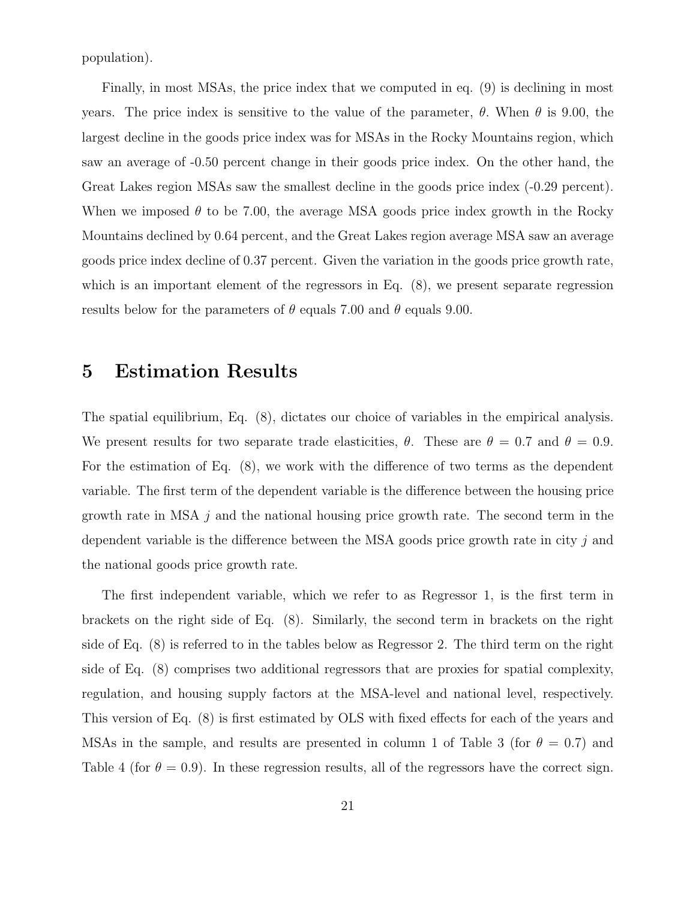population).

Finally, in most MSAs, the price index that we computed in eq. (9) is declining in most years. The price index is sensitive to the value of the parameter, $\theta$. When $\theta$ is 9.00, the largest decline in the goods price index was for MSAs in the Rocky Mountains region, which saw an average of -0.50 percent change in their goods price index. On the other hand, the Great Lakes region MSAs saw the smallest decline in the goods price index (-0.29 percent). When we imposed $\theta$ to be 7.00, the average MSA goods price index growth in the Rocky Mountains declined by 0.64 percent, and the Great Lakes region average MSA saw an average goods price index decline of 0.37 percent. Given the variation in the goods price growth rate, which is an important element of the regressors in Eq. (8), we present separate regression results below for the parameters of $\theta$ equals 7.00 and $\theta$ equals 9.00.

# 5 Estimation Results

The spatial equilibrium, Eq. (8), dictates our choice of variables in the empirical analysis. We present results for two separate trade elasticities, $\theta$. These are $\theta = 0.7$ and $\theta = 0.9$. For the estimation of Eq. (8), we work with the difference of two terms as the dependent variable. The first term of the dependent variable is the difference between the housing price growth rate in MSA $j$ and the national housing price growth rate. The second term in the dependent variable is the difference between the MSA goods price growth rate in city $j$ and the national goods price growth rate.

The first independent variable, which we refer to as Regressor 1, is the first term in brackets on the right side of Eq. (8). Similarly, the second term in brackets on the right side of Eq. (8) is referred to in the tables below as Regressor 2. The third term on the right side of Eq. (8) comprises two additional regressors that are proxies for spatial complexity, regulation, and housing supply factors at the MSA-level and national level, respectively. This version of Eq. (8) is first estimated by OLS with fixed effects for each of the years and MSAs in the sample, and results are presented in column 1 of Table 3 (for $\theta = 0.7$) and Table 4 (for $\theta = 0.9$). In these regression results, all of the regressors have the correct sign.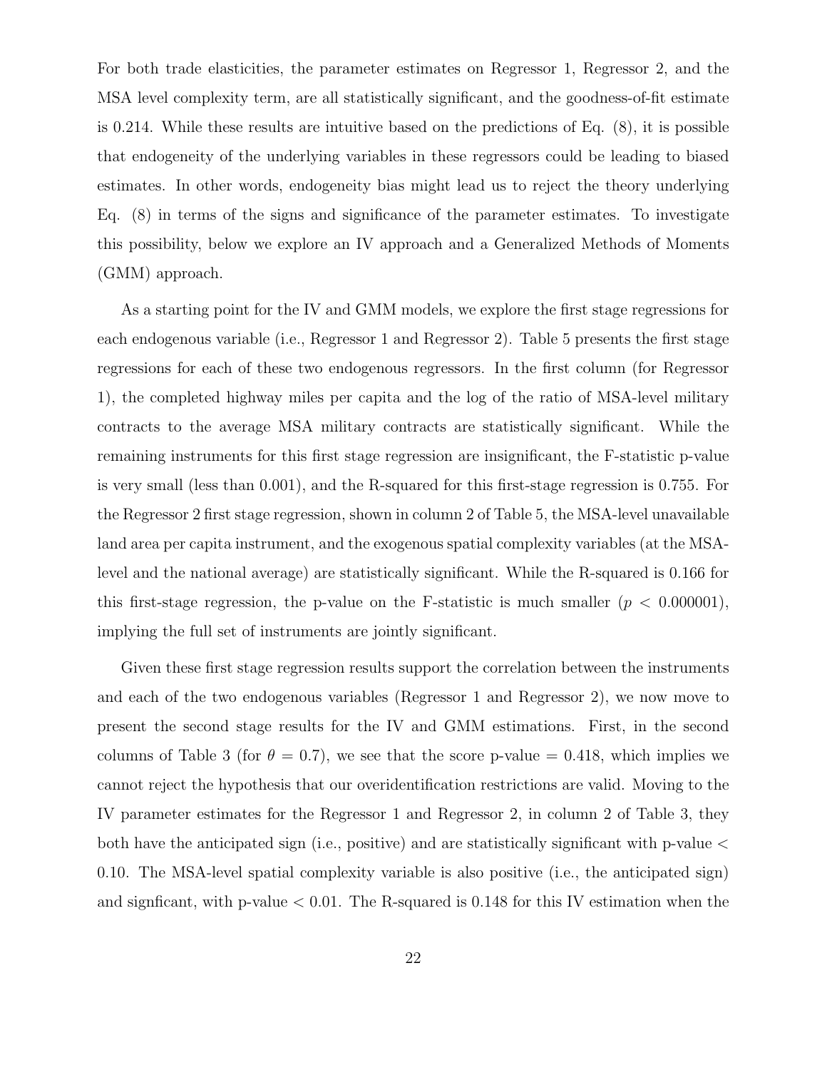For both trade elasticities, the parameter estimates on Regressor 1, Regressor 2, and the MSA level complexity term, are all statistically significant, and the goodness-of-fit estimate is 0.214. While these results are intuitive based on the predictions of Eq. (8), it is possible that endogeneity of the underlying variables in these regressors could be leading to biased estimates. In other words, endogeneity bias might lead us to reject the theory underlying Eq. (8) in terms of the signs and significance of the parameter estimates. To investigate this possibility, below we explore an IV approach and a Generalized Methods of Moments (GMM) approach.

As a starting point for the IV and GMM models, we explore the first stage regressions for each endogenous variable (i.e., Regressor 1 and Regressor 2). Table 5 presents the first stage regressions for each of these two endogenous regressors. In the first column (for Regressor 1), the completed highway miles per capita and the log of the ratio of MSA-level military contracts to the average MSA military contracts are statistically significant. While the remaining instruments for this first stage regression are insignificant, the F-statistic p-value is very small (less than 0.001), and the R-squared for this first-stage regression is 0.755. For the Regressor 2 first stage regression, shown in column 2 of Table 5, the MSA-level unavailable land area per capita instrument, and the exogenous spatial complexity variables (at the MSA-level and the national average) are statistically significant. While the R-squared is 0.166 for this first-stage regression, the p-value on the F-statistic is much smaller ($p < 0.000001$), implying the full set of instruments are jointly significant.

Given these first stage regression results support the correlation between the instruments and each of the two endogenous variables (Regressor 1 and Regressor 2), we now move to present the second stage results for the IV and GMM estimations. First, in the second columns of Table 3 (for $\theta = 0.7$), we see that the score p-value = 0.418, which implies we cannot reject the hypothesis that our overidentification restrictions are valid. Moving to the IV parameter estimates for the Regressor 1 and Regressor 2, in column 2 of Table 3, they both have the anticipated sign (i.e., positive) and are statistically significant with p-value < 0.10. The MSA-level spatial complexity variable is also positive (i.e., the anticipated sign) and signficant, with p-value < 0.01. The R-squared is 0.148 for this IV estimation when the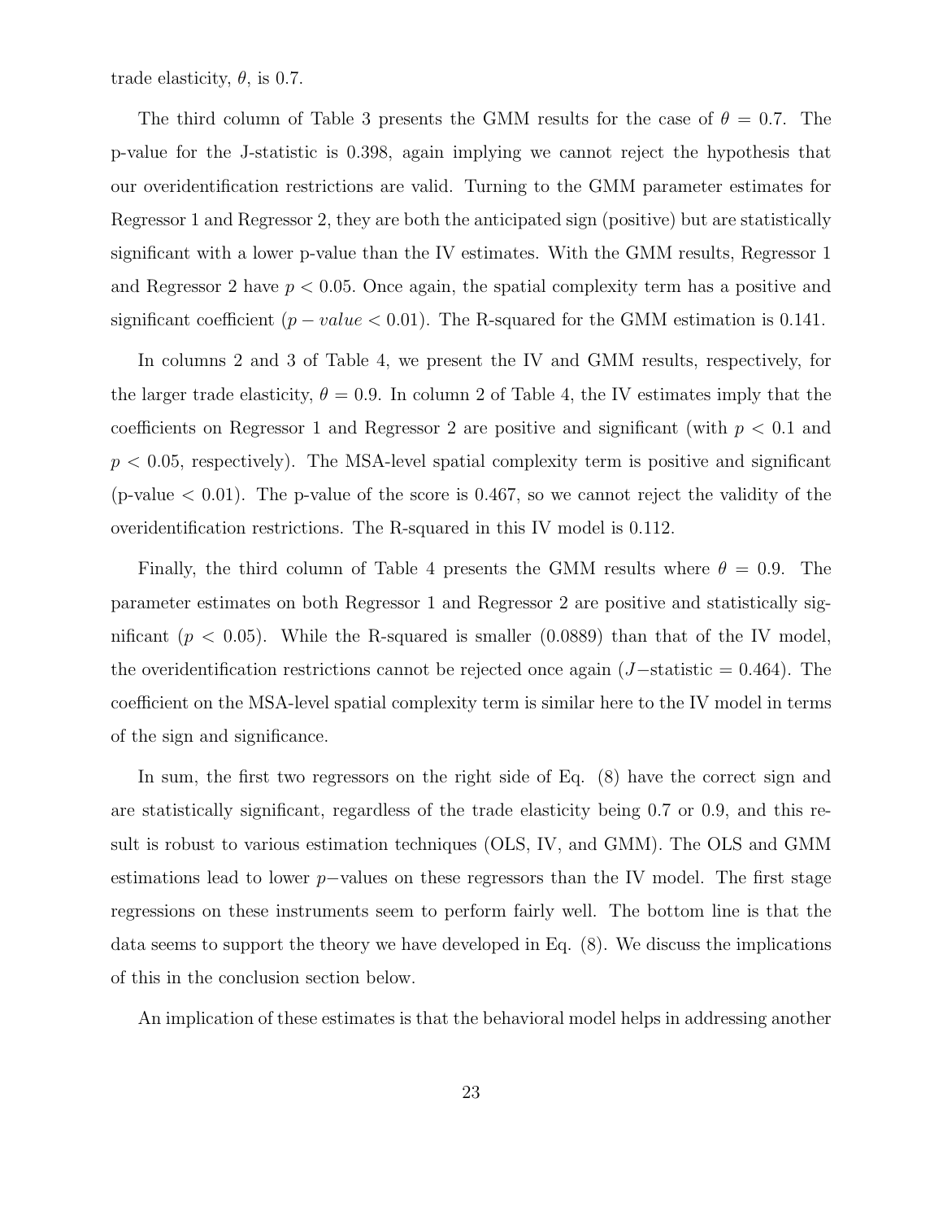trade elasticity, $\theta$, is 0.7.

The third column of Table 3 presents the GMM results for the case of $\theta = 0.7$. The p-value for the J-statistic is 0.398, again implying we cannot reject the hypothesis that our overidentification restrictions are valid. Turning to the GMM parameter estimates for Regressor 1 and Regressor 2, they are both the anticipated sign (positive) but are statistically significant with a lower p-value than the IV estimates. With the GMM results, Regressor 1 and Regressor 2 have $p < 0.05$. Once again, the spatial complexity term has a positive and significant coefficient ($p - value < 0.01$). The R-squared for the GMM estimation is 0.141.

In columns 2 and 3 of Table 4, we present the IV and GMM results, respectively, for the larger trade elasticity, $\theta = 0.9$. In column 2 of Table 4, the IV estimates imply that the coefficients on Regressor 1 and Regressor 2 are positive and significant (with $p < 0.1$ and $p < 0.05$, respectively). The MSA-level spatial complexity term is positive and significant (p-value $< 0.01$). The p-value of the score is 0.467, so we cannot reject the validity of the overidentification restrictions. The R-squared in this IV model is 0.112.

Finally, the third column of Table 4 presents the GMM results where $\theta = 0.9$. The parameter estimates on both Regressor 1 and Regressor 2 are positive and statistically significant ($p < 0.05$). While the R-squared is smaller (0.0889) than that of the IV model, the overidentification restrictions cannot be rejected once again ($J-$statistic $= 0.464$). The coefficient on the MSA-level spatial complexity term is similar here to the IV model in terms of the sign and significance.

In sum, the first two regressors on the right side of Eq. (8) have the correct sign and are statistically significant, regardless of the trade elasticity being 0.7 or 0.9, and this result is robust to various estimation techniques (OLS, IV, and GMM). The OLS and GMM estimations lead to lower $p-$values on these regressors than the IV model. The first stage regressions on these instruments seem to perform fairly well. The bottom line is that the data seems to support the theory we have developed in Eq. (8). We discuss the implications of this in the conclusion section below.

An implication of these estimates is that the behavioral model helps in addressing another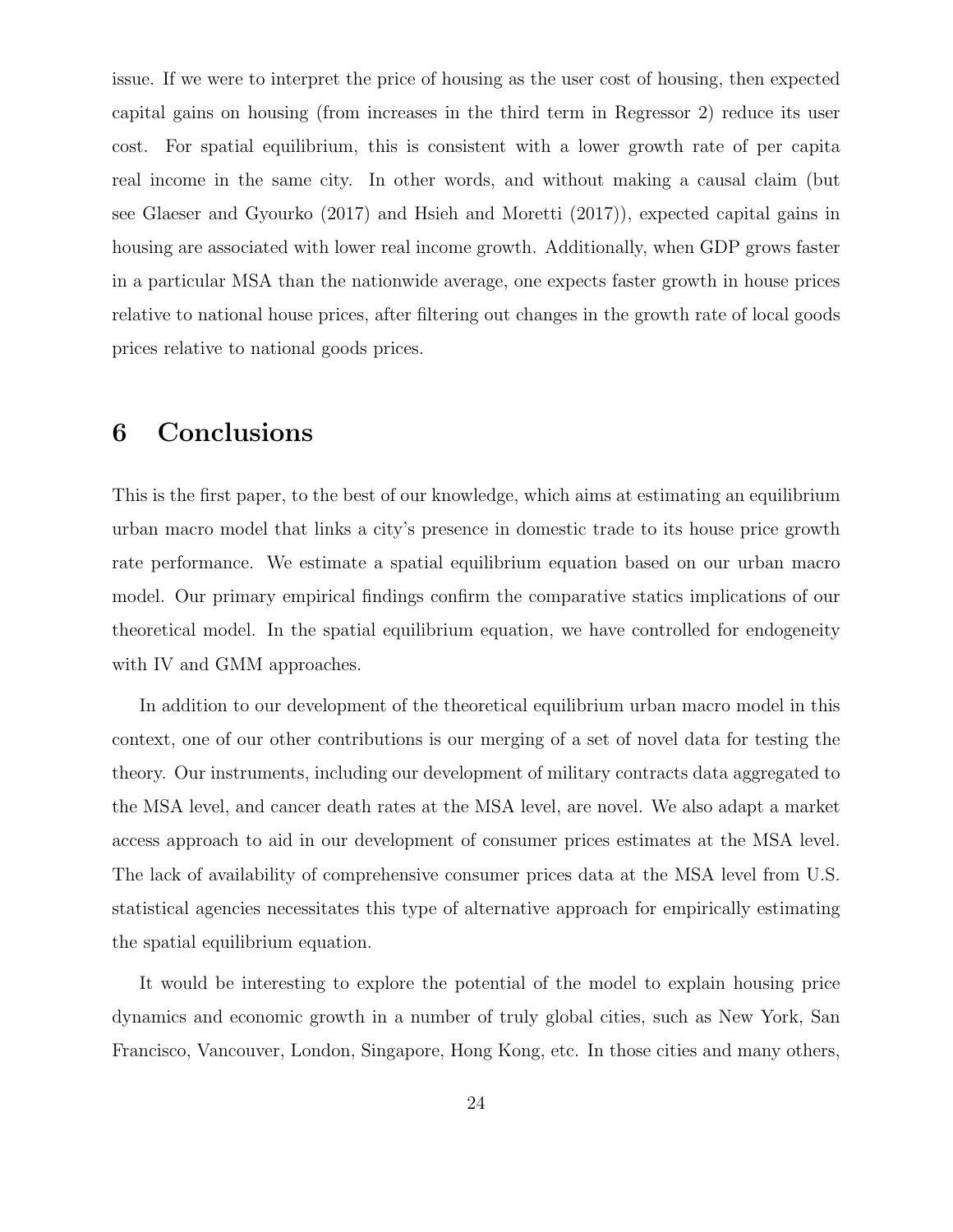issue. If we were to interpret the price of housing as the user cost of housing, then expected capital gains on housing (from increases in the third term in Regressor 2) reduce its user cost. For spatial equilibrium, this is consistent with a lower growth rate of per capita real income in the same city. In other words, and without making a causal claim (but see Glaeser and Gyourko (2017) and Hsieh and Moretti (2017)), expected capital gains in housing are associated with lower real income growth. Additionally, when GDP grows faster in a particular MSA than the nationwide average, one expects faster growth in house prices relative to national house prices, after filtering out changes in the growth rate of local goods prices relative to national goods prices.

# 6 Conclusions

This is the first paper, to the best of our knowledge, which aims at estimating an equilibrium urban macro model that links a city's presence in domestic trade to its house price growth rate performance. We estimate a spatial equilibrium equation based on our urban macro model. Our primary empirical findings confirm the comparative statics implications of our theoretical model. In the spatial equilibrium equation, we have controlled for endogeneity with IV and GMM approaches.

In addition to our development of the theoretical equilibrium urban macro model in this context, one of our other contributions is our merging of a set of novel data for testing the theory. Our instruments, including our development of military contracts data aggregated to the MSA level, and cancer death rates at the MSA level, are novel. We also adapt a market access approach to aid in our development of consumer prices estimates at the MSA level. The lack of availability of comprehensive consumer prices data at the MSA level from U.S. statistical agencies necessitates this type of alternative approach for empirically estimating the spatial equilibrium equation.

It would be interesting to explore the potential of the model to explain housing price dynamics and economic growth in a number of truly global cities, such as New York, San Francisco, Vancouver, London, Singapore, Hong Kong, etc. In those cities and many others,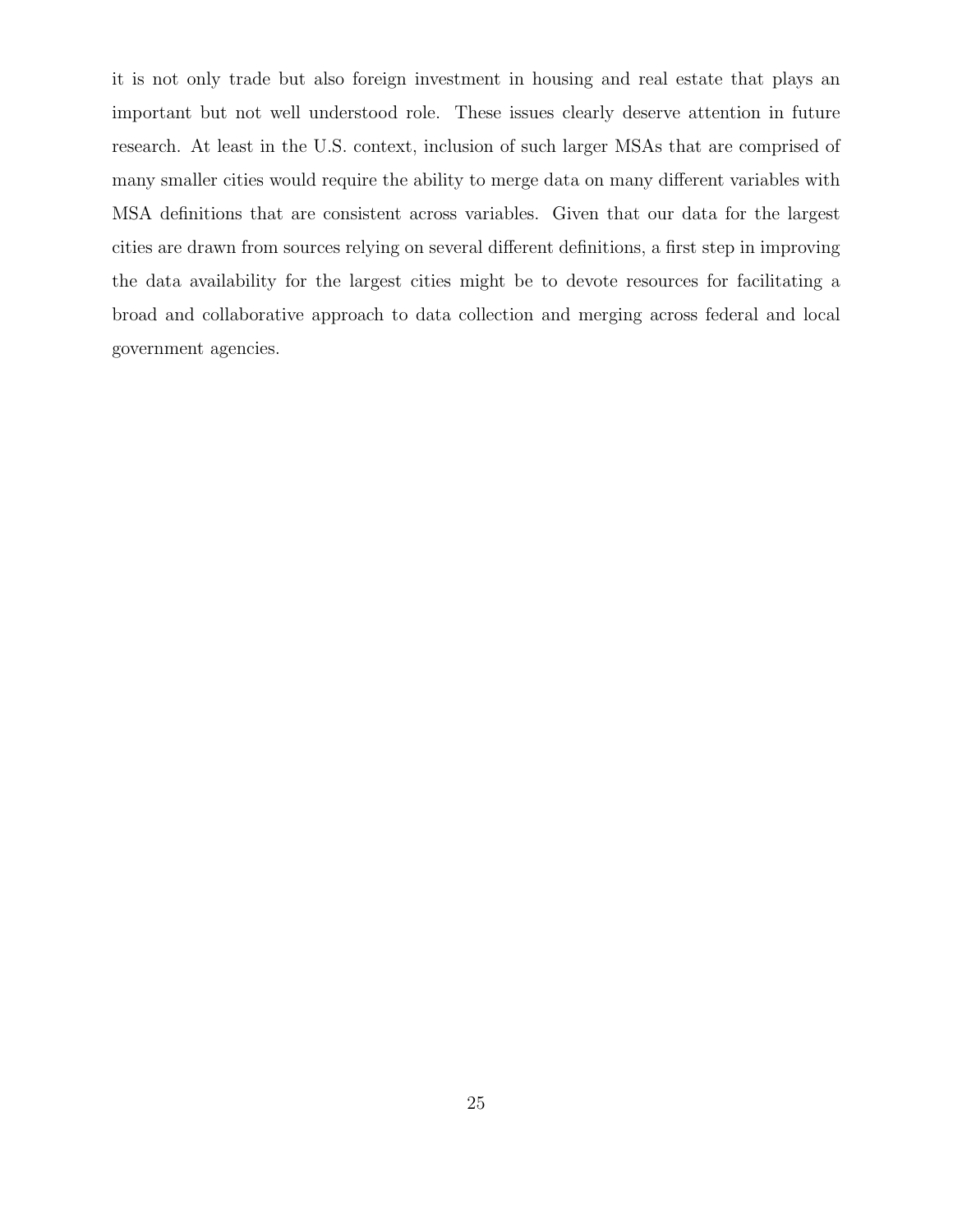it is not only trade but also foreign investment in housing and real estate that plays an important but not well understood role. These issues clearly deserve attention in future research. At least in the U.S. context, inclusion of such larger MSAs that are comprised of many smaller cities would require the ability to merge data on many different variables with MSA definitions that are consistent across variables. Given that our data for the largest cities are drawn from sources relying on several different definitions, a first step in improving the data availability for the largest cities might be to devote resources for facilitating a broad and collaborative approach to data collection and merging across federal and local government agencies.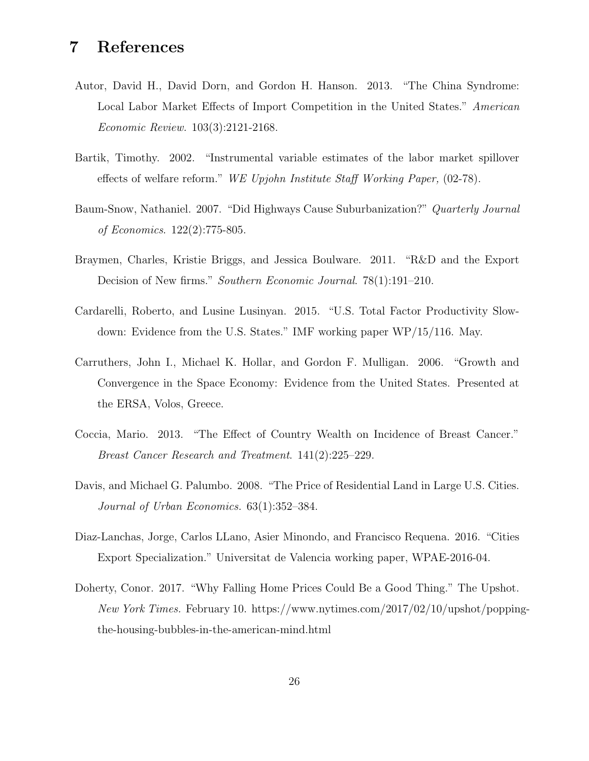# 7 References

Autor, David H., David Dorn, and Gordon H. Hanson. 2013. "The China Syndrome: Local Labor Market Effects of Import Competition in the United States." *American Economic Review.* 103(3):2121-2168.

Bartik, Timothy. 2002. "Instrumental variable estimates of the labor market spillover effects of welfare reform." *WE Upjohn Institute Staff Working Paper,* (02-78).

Baum-Snow, Nathaniel. 2007. "Did Highways Cause Suburbanization?" *Quarterly Journal of Economics*. 122(2):775-805.

Braymen, Charles, Kristie Briggs, and Jessica Boulware. 2011. "R&D and the Export Decision of New firms." *Southern Economic Journal*. 78(1):191–210.

Cardarelli, Roberto, and Lusine Lusinyan. 2015. "U.S. Total Factor Productivity Slowdown: Evidence from the U.S. States." IMF working paper WP/15/116. May.

Carruthers, John I., Michael K. Hollar, and Gordon F. Mulligan. 2006. "Growth and Convergence in the Space Economy: Evidence from the United States. Presented at the ERSA, Volos, Greece.

Coccia, Mario. 2013. "The Effect of Country Wealth on Incidence of Breast Cancer." *Breast Cancer Research and Treatment*. 141(2):225–229.

Davis, and Michael G. Palumbo. 2008. "The Price of Residential Land in Large U.S. Cities. *Journal of Urban Economics.* 63(1):352–384.

Diaz-Lanchas, Jorge, Carlos LLano, Asier Minondo, and Francisco Requena. 2016. "Cities Export Specialization." Universitat de Valencia working paper, WPAE-2016-04.

Doherty, Conor. 2017. "Why Falling Home Prices Could Be a Good Thing." The Upshot. *New York Times.* February 10. https://www.nytimes.com/2017/02/10/upshot/popping-the-housing-bubbles-in-the-american-mind.html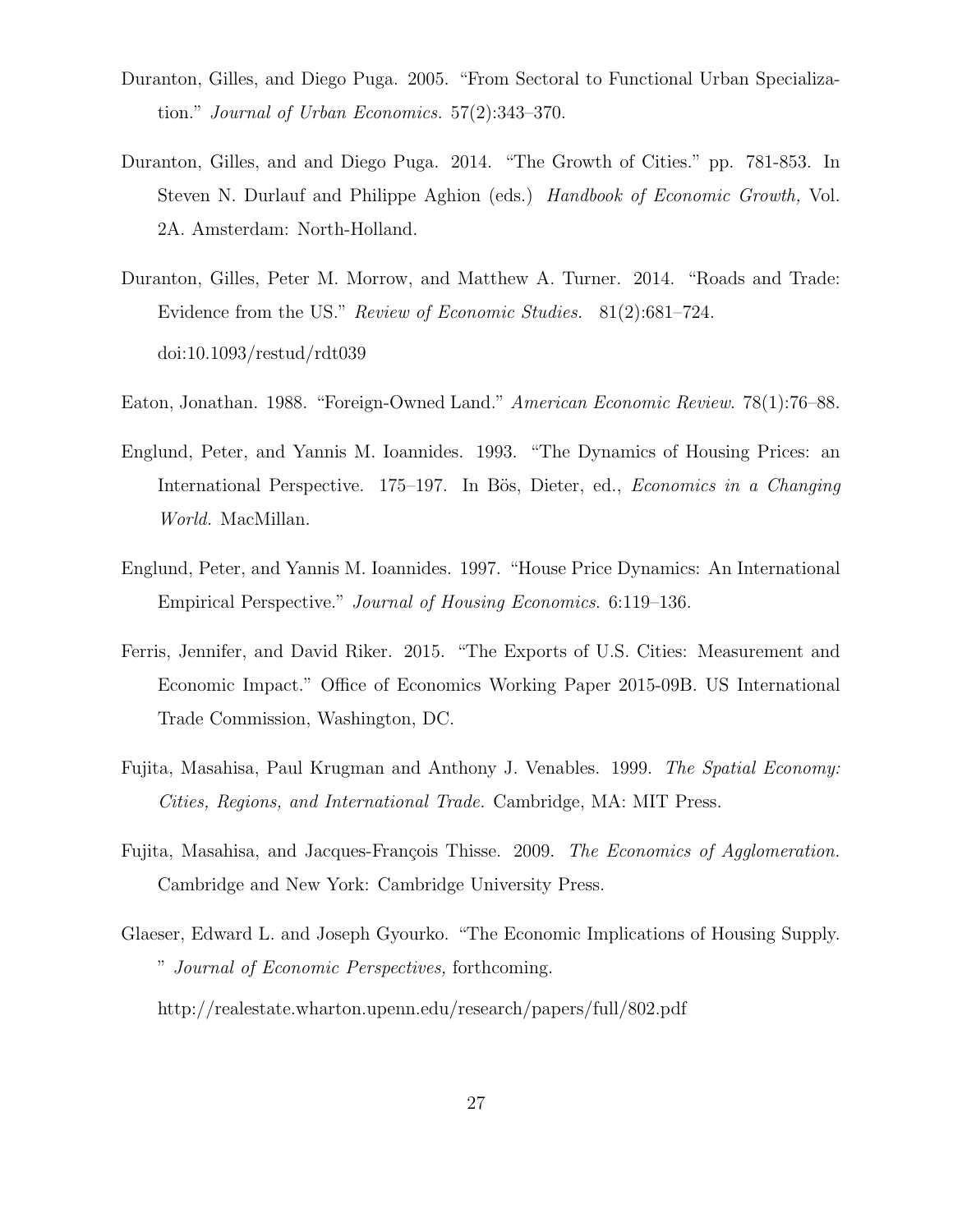Duranton, Gilles, and Diego Puga. 2005. "From Sectoral to Functional Urban Specialization." *Journal of Urban Economics.* 57(2):343–370.

Duranton, Gilles, and and Diego Puga. 2014. "The Growth of Cities." pp. 781-853. In Steven N. Durlauf and Philippe Aghion (eds.) *Handbook of Economic Growth,* Vol. 2A. Amsterdam: North-Holland.

Duranton, Gilles, Peter M. Morrow, and Matthew A. Turner. 2014. "Roads and Trade: Evidence from the US." *Review of Economic Studies.* 81(2):681–724. doi:10.1093/restud/rdt039

Eaton, Jonathan. 1988. "Foreign-Owned Land." *American Economic Review.* 78(1):76–88.

Englund, Peter, and Yannis M. Ioannides. 1993. "The Dynamics of Housing Prices: an International Perspective. 175–197. In Bös, Dieter, ed., *Economics in a Changing World.* MacMillan.

Englund, Peter, and Yannis M. Ioannides. 1997. "House Price Dynamics: An International Empirical Perspective." *Journal of Housing Economics.* 6:119–136.

Ferris, Jennifer, and David Riker. 2015. "The Exports of U.S. Cities: Measurement and Economic Impact." Office of Economics Working Paper 2015-09B. US International Trade Commission, Washington, DC.

Fujita, Masahisa, Paul Krugman and Anthony J. Venables. 1999. *The Spatial Economy: Cities, Regions, and International Trade.* Cambridge, MA: MIT Press.

Fujita, Masahisa, and Jacques-François Thisse. 2009. *The Economics of Agglomeration.* Cambridge and New York: Cambridge University Press.

Glaeser, Edward L. and Joseph Gyourko. "The Economic Implications of Housing Supply. " *Journal of Economic Perspectives,* forthcoming. http://realestate.wharton.upenn.edu/research/papers/full/802.pdf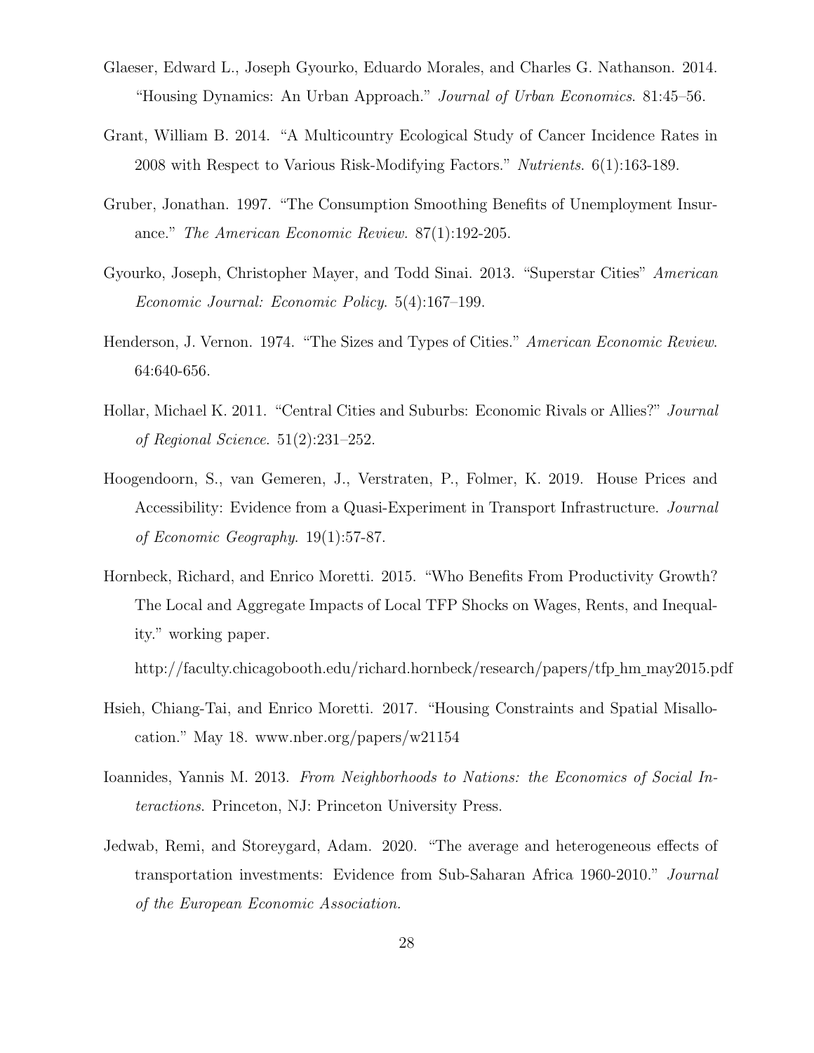Glaeser, Edward L., Joseph Gyourko, Eduardo Morales, and Charles G. Nathanson. 2014. "Housing Dynamics: An Urban Approach." *Journal of Urban Economics*. 81:45–56.

Grant, William B. 2014. "A Multicountry Ecological Study of Cancer Incidence Rates in 2008 with Respect to Various Risk-Modifying Factors." *Nutrients*. 6(1):163-189.

Gruber, Jonathan. 1997. "The Consumption Smoothing Benefits of Unemployment Insurance." *The American Economic Review.* 87(1):192-205.

Gyourko, Joseph, Christopher Mayer, and Todd Sinai. 2013. "Superstar Cities" *American Economic Journal: Economic Policy.* 5(4):167–199.

Henderson, J. Vernon. 1974. "The Sizes and Types of Cities." *American Economic Review*. 64:640-656.

Hollar, Michael K. 2011. "Central Cities and Suburbs: Economic Rivals or Allies?" *Journal of Regional Science.* 51(2):231–252.

Hoogendoorn, S., van Gemeren, J., Verstraten, P., Folmer, K. 2019. House Prices and Accessibility: Evidence from a Quasi-Experiment in Transport Infrastructure. *Journal of Economic Geography*. 19(1):57-87.

Hornbeck, Richard, and Enrico Moretti. 2015. "Who Benefits From Productivity Growth? The Local and Aggregate Impacts of Local TFP Shocks on Wages, Rents, and Inequality." working paper.

http://faculty.chicagobooth.edu/richard.hornbeck/research/papers/tfp_hm_may2015.pdf

Hsieh, Chiang-Tai, and Enrico Moretti. 2017. "Housing Constraints and Spatial Misallocation." May 18. www.nber.org/papers/w21154

Ioannides, Yannis M. 2013. *From Neighborhoods to Nations: the Economics of Social Interactions*. Princeton, NJ: Princeton University Press.

Jedwab, Remi, and Storeygard, Adam. 2020. "The average and heterogeneous effects of transportation investments: Evidence from Sub-Saharan Africa 1960-2010." *Journal of the European Economic Association.*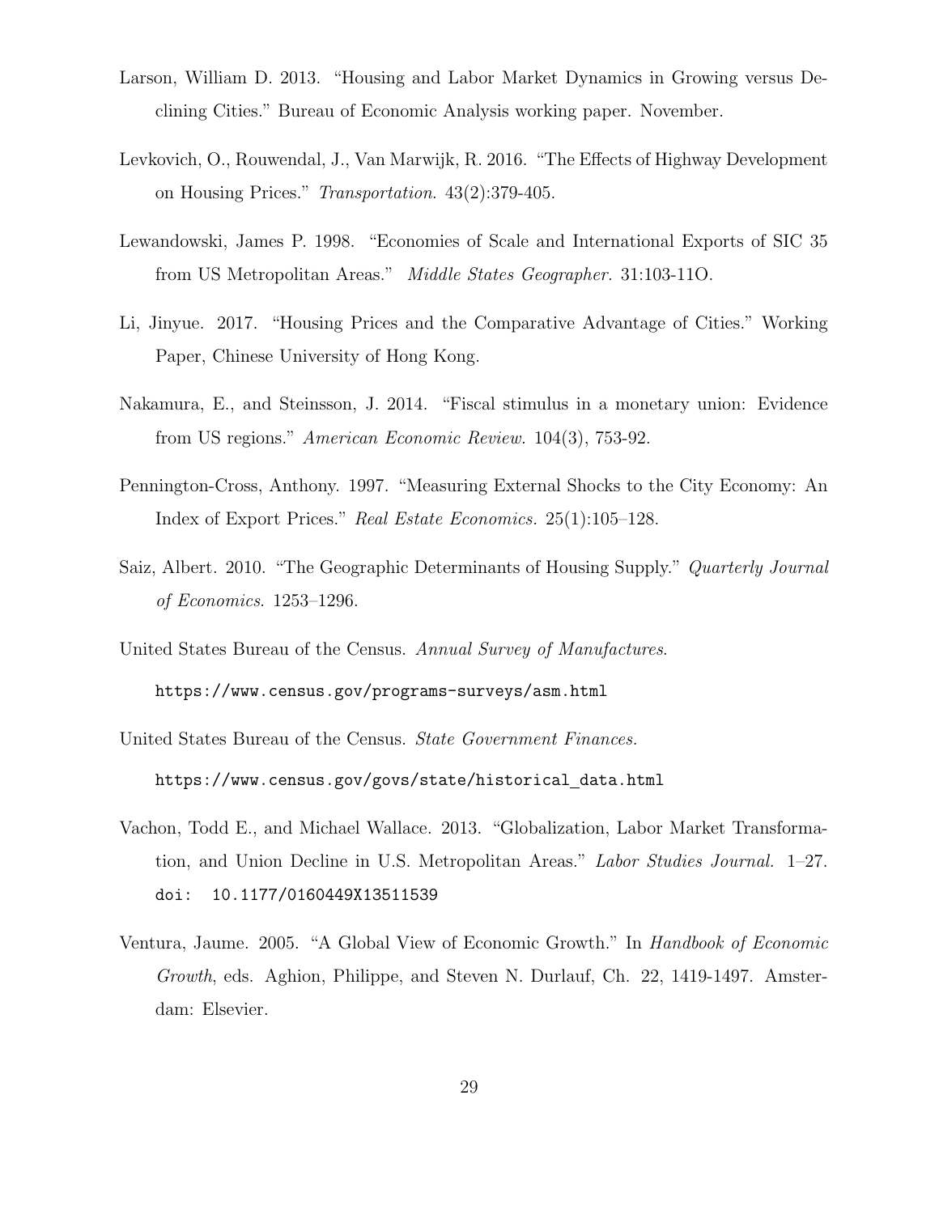Larson, William D. 2013. "Housing and Labor Market Dynamics in Growing versus Declining Cities." Bureau of Economic Analysis working paper. November.

Levkovich, O., Rouwendal, J., Van Marwijk, R. 2016. "The Effects of Highway Development on Housing Prices." *Transportation*. 43(2):379-405.

Lewandowski, James P. 1998. "Economies of Scale and International Exports of SIC 35 from US Metropolitan Areas." *Middle States Geographer.* 31:103-11O.

Li, Jinyue. 2017. "Housing Prices and the Comparative Advantage of Cities." Working Paper, Chinese University of Hong Kong.

Nakamura, E., and Steinsson, J. 2014. "Fiscal stimulus in a monetary union: Evidence from US regions." *American Economic Review.* 104(3), 753-92.

Pennington-Cross, Anthony. 1997. "Measuring External Shocks to the City Economy: An Index of Export Prices." *Real Estate Economics.* 25(1):105–128.

Saiz, Albert. 2010. "The Geographic Determinants of Housing Supply." *Quarterly Journal of Economics*. 1253–1296.

United States Bureau of the Census. *Annual Survey of Manufactures*.
`https://www.census.gov/programs-surveys/asm.html`

United States Bureau of the Census. *State Government Finances.*
`https://www.census.gov/govs/state/historical_data.html`

Vachon, Todd E., and Michael Wallace. 2013. "Globalization, Labor Market Transformation, and Union Decline in U.S. Metropolitan Areas." *Labor Studies Journal.* 1–27. `doi: 10.1177/0160449X13511539`

Ventura, Jaume. 2005. "A Global View of Economic Growth." In *Handbook of Economic Growth*, eds. Aghion, Philippe, and Steven N. Durlauf, Ch. 22, 1419-1497. Amsterdam: Elsevier.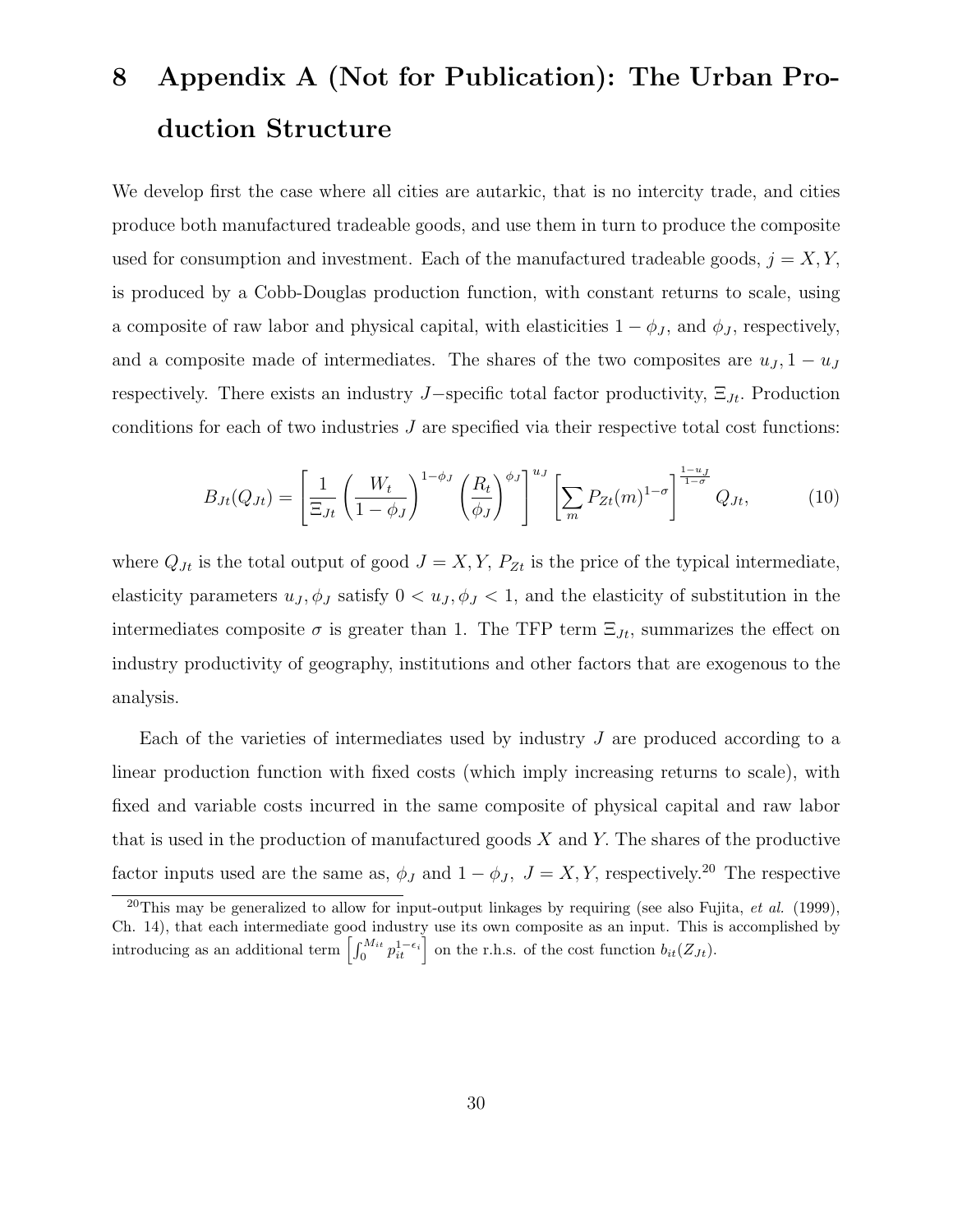# 8 Appendix A (Not for Publication): The Urban Production Structure

We develop first the case where all cities are autarkic, that is no intercity trade, and cities produce both manufactured tradeable goods, and use them in turn to produce the composite used for consumption and investment. Each of the manufactured tradeable goods, $j = X, Y$, is produced by a Cobb-Douglas production function, with constant returns to scale, using a composite of raw labor and physical capital, with elasticities $1 - \phi_J$, and $\phi_J$, respectively, and a composite made of intermediates. The shares of the two composites are $u_J, 1 - u_J$ respectively. There exists an industry $J-$specific total factor productivity, $\Xi_{Jt}$. Production conditions for each of two industries $J$ are specified via their respective total cost functions:

$$B_{Jt}(Q_{Jt}) = \left[ \frac{1}{\Xi_{Jt}} \left( \frac{W_t}{1 - \phi_J} \right)^{1-\phi_J} \left( \frac{R_t}{\phi_J} \right)^{\phi_J} \right]^{u_J} \left[ \sum_m P_{Zt}(m)^{1-\sigma} \right]^{\frac{1-u_J}{1-\sigma}} Q_{Jt}, \tag{10}$$

where $Q_{Jt}$ is the total output of good $J = X, Y$, $P_{Zt}$ is the price of the typical intermediate, elasticity parameters $u_J, \phi_J$ satisfy $0 < u_J, \phi_J < 1$, and the elasticity of substitution in the intermediates composite $\sigma$ is greater than 1. The TFP term $\Xi_{Jt}$, summarizes the effect on industry productivity of geography, institutions and other factors that are exogenous to the analysis.

Each of the varieties of intermediates used by industry $J$ are produced according to a linear production function with fixed costs (which imply increasing returns to scale), with fixed and variable costs incurred in the same composite of physical capital and raw labor that is used in the production of manufactured goods $X$ and $Y$. The shares of the productive factor inputs used are the same as, $\phi_J$ and $1 - \phi_J$, $J = X, Y$, respectively.[20] The respective

[20] This may be generalized to allow for input-output linkages by requiring (see also Fujita, *et al.* (1999), Ch. 14), that each intermediate good industry use its own composite as an input. This is accomplished by introducing as an additional term $\left[\int_0^{M_{it}} p_{it}^{1-\epsilon_i}\right]$ on the r.h.s. of the cost function $b_{it}(Z_{Jt})$.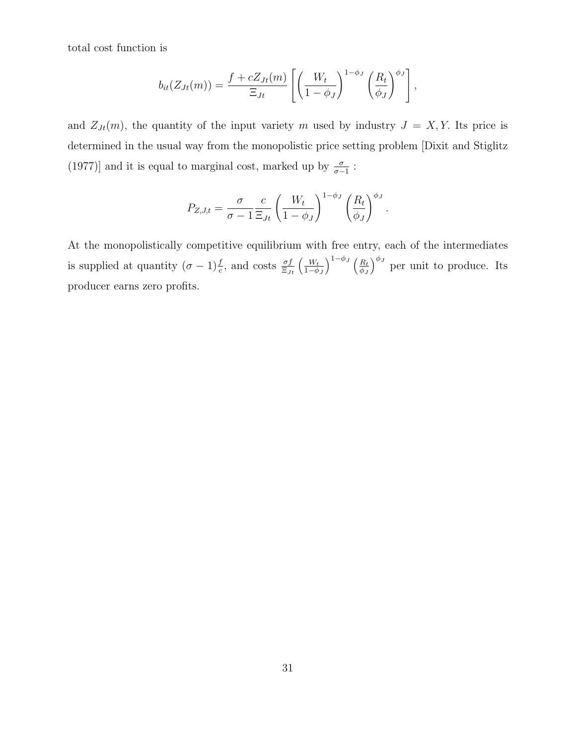total cost function is

$$b_{it}(Z_{Jt}(m)) = \frac{f + cZ_{Jt}(m)}{\Xi_{Jt}} \left[ \left( \frac{W_t}{1 - \phi_J} \right)^{1-\phi_J} \left( \frac{R_t}{\phi_J} \right)^{\phi_J} \right],$$

and $Z_{Jt}(m)$, the quantity of the input variety $m$ used by industry $J = X, Y$. Its price is determined in the usual way from the monopolistic price setting problem [Dixit and Stiglitz (1977)] and it is equal to marginal cost, marked up by $\frac{\sigma}{\sigma-1}$ :

$$P_{Z,J,t} = \frac{\sigma}{\sigma - 1} \frac{c}{\Xi_{Jt}} \left( \frac{W_t}{1 - \phi_J} \right)^{1-\phi_J} \left( \frac{R_t}{\phi_J} \right)^{\phi_J}.$$

At the monopolistically competitive equilibrium with free entry, each of the intermediates is supplied at quantity $(\sigma - 1)\frac{f}{c}$, and costs $\frac{\sigma f}{\Xi_{Jt}} \left( \frac{W_t}{1-\phi_J} \right)^{1-\phi_J} \left( \frac{R_t}{\phi_J} \right)^{\phi_J}$ per unit to produce. Its producer earns zero profits.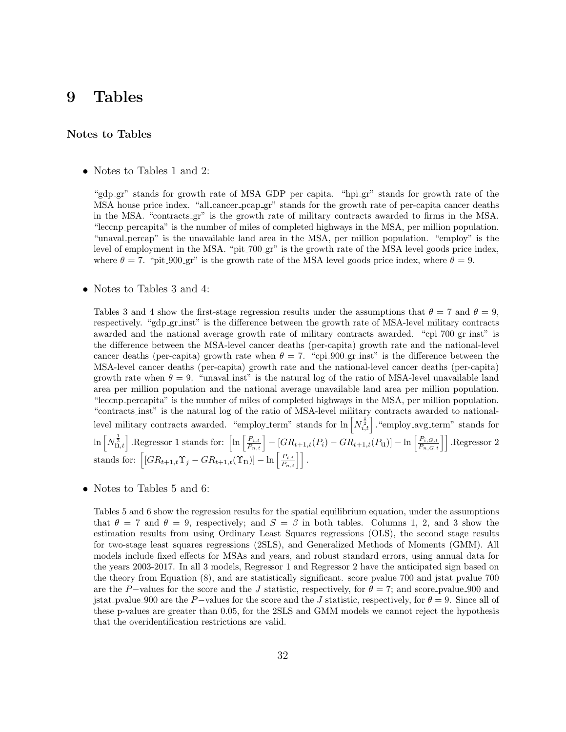# 9 Tables

### Notes to Tables

- Notes to Tables 1 and 2:

  "gdp_gr" stands for growth rate of MSA GDP per capita. "hpi_gr" stands for growth rate of the MSA house price index. "all_cancer_pcap_gr" stands for the growth rate of per-capita cancer deaths in the MSA. "contracts_gr" is the growth rate of military contracts awarded to firms in the MSA. "leccnp_percapita" is the number of miles of completed highways in the MSA, per million population. "unaval_percap" is the unavailable land area in the MSA, per million population. "employ" is the level of employment in the MSA. "pit_700_gr" is the growth rate of the MSA level goods price index, where $\theta = 7$. "pit_900_gr" is the growth rate of the MSA level goods price index, where $\theta = 9$.

- Notes to Tables 3 and 4:

  Tables 3 and 4 show the first-stage regression results under the assumptions that $\theta = 7$ and $\theta = 9$, respectively. "gdp_gr_inst" is the difference between the growth rate of MSA-level military contracts awarded and the national average growth rate of military contracts awarded. "cpi_700_gr_inst" is the difference between the MSA-level cancer deaths (per-capita) growth rate and the national-level cancer deaths (per-capita) growth rate when $\theta = 7$. "cpi_900_gr_inst" is the difference between the MSA-level cancer deaths (per-capita) growth rate and the national-level cancer deaths (per-capita) growth rate when $\theta = 9$. "unaval_inst" is the natural log of the ratio of MSA-level unavailable land area per million population and the national average unavailable land area per million population. "leccnp_percapita" is the number of miles of completed highways in the MSA, per million population. "contracts_inst" is the natural log of the ratio of MSA-level military contracts awarded to national-level military contracts awarded. "employ_term" stands for $\ln \left[ N_{i,t}^{\frac{1}{2}} \right]$. "employ_avg_term" stands for $\ln \left[ N_{\text{n},t}^{\frac{1}{2}} \right]$. Regressor 1 stands for: $\left[ \ln \left[ \frac{P_{i,t}}{P_{n,t}} \right] - [GR_{t+1,t}(P_i) - GR_{t+1,t}(P_{\text{u}})] - \ln \left[ \frac{P_{i,G,t}}{P_{n,G,t}} \right] \right]$. Regressor 2 stands for: $\left[ [GR_{t+1,t}\Upsilon_j - GR_{t+1,t}(\Upsilon_{\text{n}})] - \ln \left[ \frac{P_{i,t}}{P_{n,t}} \right] \right]$.

- Notes to Tables 5 and 6:

  Tables 5 and 6 show the regression results for the spatial equilibrium equation, under the assumptions that $\theta = 7$ and $\theta = 9$, respectively; and $S = \beta$ in both tables. Columns 1, 2, and 3 show the estimation results from using Ordinary Least Squares regressions (OLS), the second stage results for two-stage least squares regressions (2SLS), and Generalized Methods of Moments (GMM). All models include fixed effects for MSAs and years, and robust standard errors, using annual data for the years 2003-2017. In all 3 models, Regressor 1 and Regressor 2 have the anticipated sign based on the theory from Equation (8), and are statistically significant. score_pvalue_700 and jstat_pvalue_700 are the $P-$values for the score and the $J$ statistic, respectively, for $\theta = 7$; and score_pvalue_900 and jstat_pvalue_900 are the $P-$values for the score and the $J$ statistic, respectively, for $\theta = 9$. Since all of these p-values are greater than 0.05, for the 2SLS and GMM models we cannot reject the hypothesis that the overidentification restrictions are valid.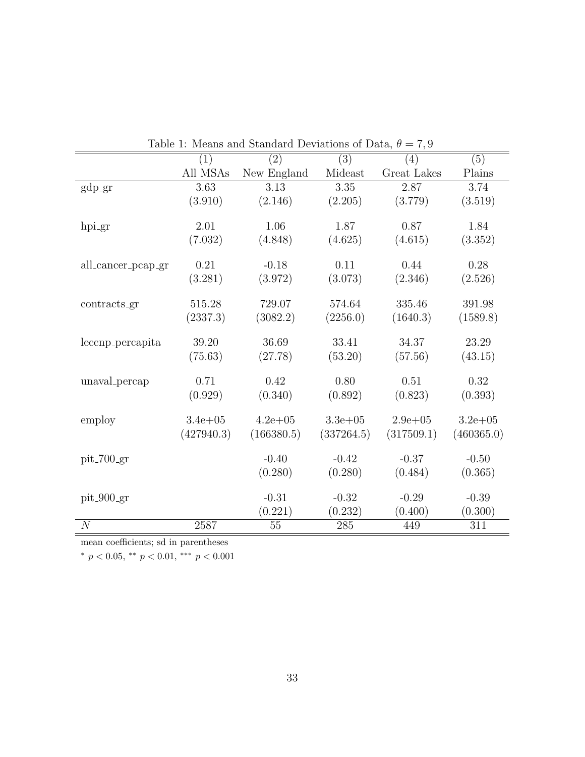Table 1: Means and Standard Deviations of Data, $\theta = 7, 9$

| | (1) | (2) | (3) | (4) | (5) |
|---|---|---|---|---|---|
| | All MSAs | New England | Mideast | Great Lakes | Plains |
| gdp_gr | 3.63 | 3.13 | 3.35 | 2.87 | 3.74 |
| | (3.910) | (2.146) | (2.205) | (3.779) | (3.519) |
| hpi_gr | 2.01 | 1.06 | 1.87 | 0.87 | 1.84 |
| | (7.032) | (4.848) | (4.625) | (4.615) | (3.352) |
| all_cancer_pcap_gr | 0.21 | -0.18 | 0.11 | 0.44 | 0.28 |
| | (3.281) | (3.972) | (3.073) | (2.346) | (2.526) |
| contracts_gr | 515.28 | 729.07 | 574.64 | 335.46 | 391.98 |
| | (2337.3) | (3082.2) | (2256.0) | (1640.3) | (1589.8) |
| leccnp_percapita | 39.20 | 36.69 | 33.41 | 34.37 | 23.29 |
| | (75.63) | (27.78) | (53.20) | (57.56) | (43.15) |
| unaval_percap | 0.71 | 0.42 | 0.80 | 0.51 | 0.32 |
| | (0.929) | (0.340) | (0.892) | (0.823) | (0.393) |
| employ | 3.4e+05 | 4.2e+05 | 3.3e+05 | 2.9e+05 | 3.2e+05 |
| | (427940.3) | (166380.5) | (337264.5) | (317509.1) | (460365.0) |
| pit_700_gr | | -0.40 | -0.42 | -0.37 | -0.50 |
| | | (0.280) | (0.280) | (0.484) | (0.365) |
| pit_900_gr | | -0.31 | -0.32 | -0.29 | -0.39 |
| | | (0.221) | (0.232) | (0.400) | (0.300) |
| $N$ | 2587 | 55 | 285 | 449 | 311 |

mean coefficients; sd in parentheses

$^{*}$ $p < 0.05$, $^{**}$ $p < 0.01$, $^{***}$ $p < 0.001$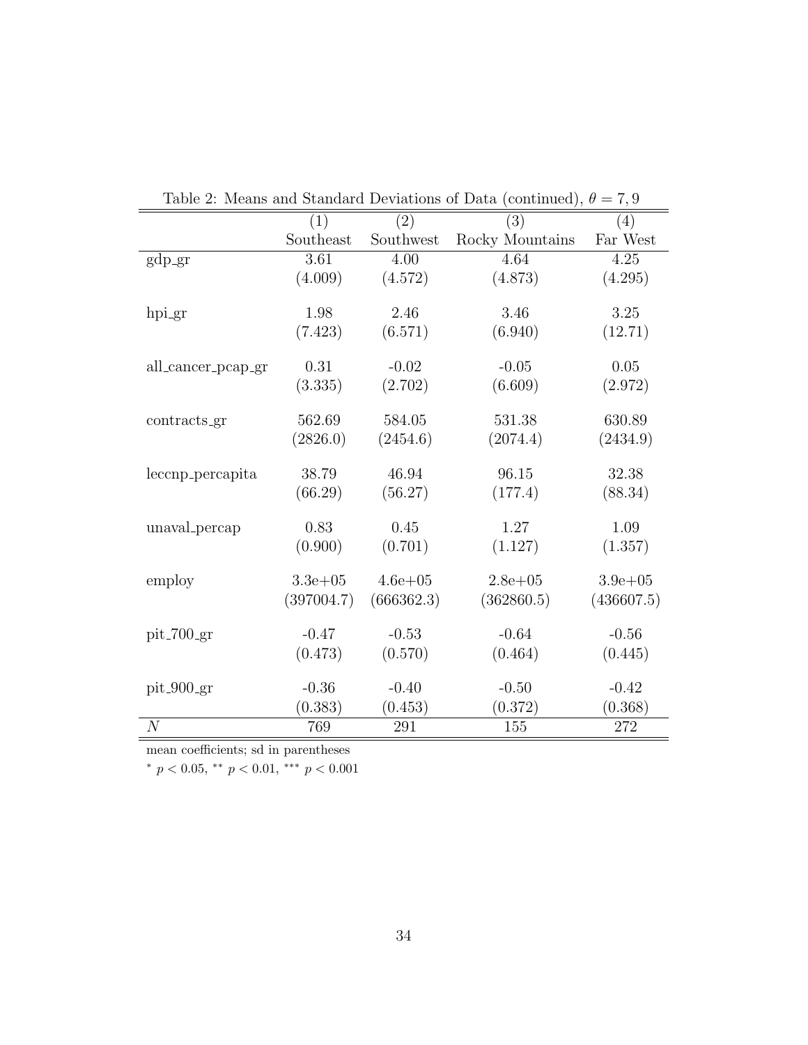Table 2: Means and Standard Deviations of Data (continued), $\theta = 7, 9$

| | (1) | (2) | (3) | (4) |
|---|---|---|---|---|
| | Southeast | Southwest | Rocky Mountains | Far West |
| gdp_gr | 3.61 | 4.00 | 4.64 | 4.25 |
| | (4.009) | (4.572) | (4.873) | (4.295) |
| hpi_gr | 1.98 | 2.46 | 3.46 | 3.25 |
| | (7.423) | (6.571) | (6.940) | (12.71) |
| all_cancer_pcap_gr | 0.31 | -0.02 | -0.05 | 0.05 |
| | (3.335) | (2.702) | (6.609) | (2.972) |
| contracts_gr | 562.69 | 584.05 | 531.38 | 630.89 |
| | (2826.0) | (2454.6) | (2074.4) | (2434.9) |
| leccnp_percapita | 38.79 | 46.94 | 96.15 | 32.38 |
| | (66.29) | (56.27) | (177.4) | (88.34) |
| unaval_percap | 0.83 | 0.45 | 1.27 | 1.09 |
| | (0.900) | (0.701) | (1.127) | (1.357) |
| employ | 3.3e+05 | 4.6e+05 | 2.8e+05 | 3.9e+05 |
| | (397004.7) | (666362.3) | (362860.5) | (436607.5) |
| pit_700_gr | -0.47 | -0.53 | -0.64 | -0.56 |
| | (0.473) | (0.570) | (0.464) | (0.445) |
| pit_900_gr | -0.36 | -0.40 | -0.50 | -0.42 |
| | (0.383) | (0.453) | (0.372) | (0.368) |
| $N$ | 769 | 291 | 155 | 272 |

mean coefficients; sd in parentheses

$^{*}$ $p < 0.05$, $^{**}$ $p < 0.01$, $^{***}$ $p < 0.001$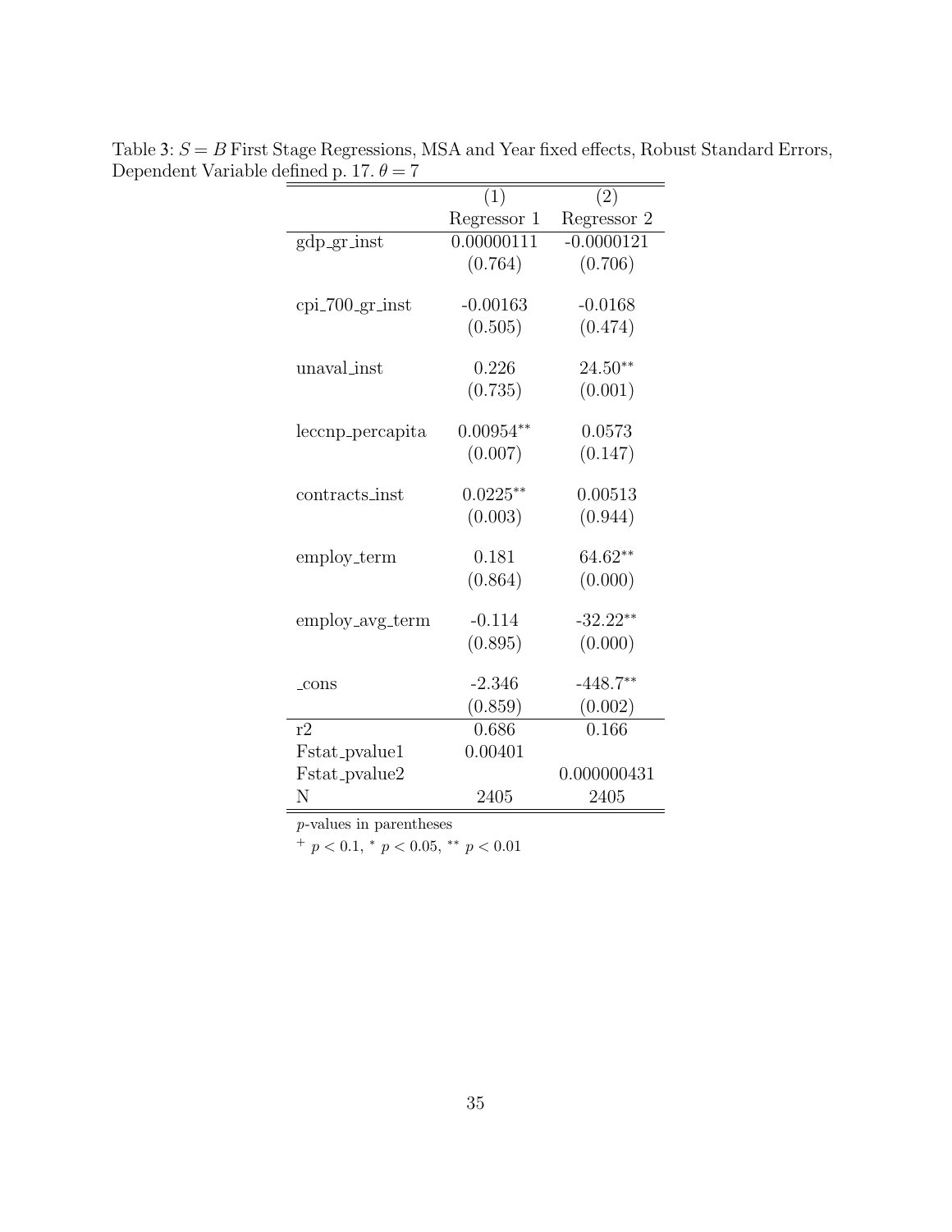Table 3: $S = B$ First Stage Regressions, MSA and Year fixed effects, Robust Standard Errors, Dependent Variable defined p. 17. $\theta = 7$

| | (1) | (2) |
|---|---|---|
| | Regressor 1 | Regressor 2 |
| gdp_gr_inst | 0.00000111 | -0.0000121 |
| | (0.764) | (0.706) |
| cpi_700_gr_inst | -0.00163 | -0.0168 |
| | (0.505) | (0.474) |
| unaval_inst | 0.226 | 24.50** |
| | (0.735) | (0.001) |
| leccnp_percapita | 0.00954** | 0.0573 |
| | (0.007) | (0.147) |
| contracts_inst | 0.0225** | 0.00513 |
| | (0.003) | (0.944) |
| employ_term | 0.181 | 64.62** |
| | (0.864) | (0.000) |
| employ_avg_term | -0.114 | -32.22** |
| | (0.895) | (0.000) |
| _cons | -2.346 | -448.7** |
| | (0.859) | (0.002) |
| r2 | 0.686 | 0.166 |
| Fstat_pvalue1 | 0.00401 | |
| Fstat_pvalue2 | | 0.000000431 |
| N | 2405 | 2405 |

$p$-values in parentheses

$^{+}$ $p < 0.1$, $^{*}$ $p < 0.05$, $^{**}$ $p < 0.01$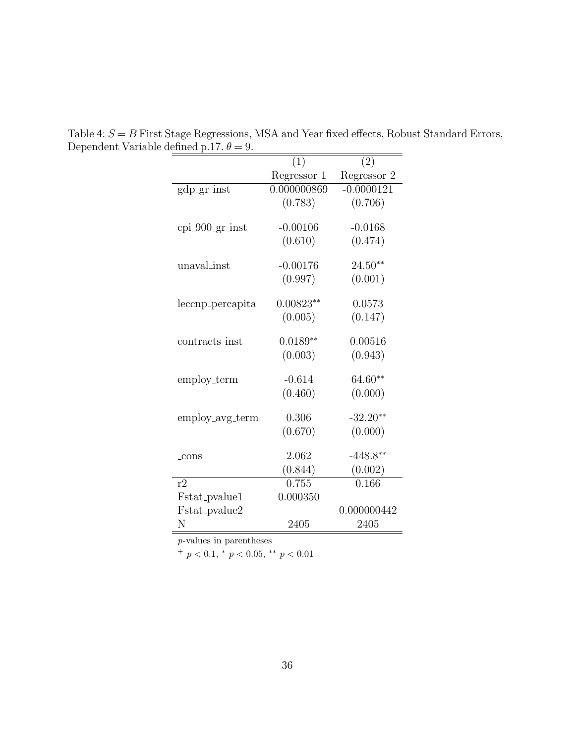Table 4: $S = B$ First Stage Regressions, MSA and Year fixed effects, Robust Standard Errors, Dependent Variable defined p.17. $\theta = 9$.

| | (1) | (2) |
|---|---|---|
| | Regressor 1 | Regressor 2 |
| gdp_gr_inst | 0.000000869 | -0.0000121 |
| | (0.783) | (0.706) |
| cpi_900_gr_inst | -0.00106 | -0.0168 |
| | (0.610) | (0.474) |
| unaval_inst | -0.00176 | $24.50^{**}$ |
| | (0.997) | (0.001) |
| leccnp_percapita | $0.00823^{**}$ | 0.0573 |
| | (0.005) | (0.147) |
| contracts_inst | $0.0189^{**}$ | 0.00516 |
| | (0.003) | (0.943) |
| employ_term | -0.614 | $64.60^{**}$ |
| | (0.460) | (0.000) |
| employ_avg_term | 0.306 | $-32.20^{**}$ |
| | (0.670) | (0.000) |
| _cons | 2.062 | $-448.8^{**}$ |
| | (0.844) | (0.002) |
| r2 | 0.755 | 0.166 |
| Fstat_pvalue1 | 0.000350 | |
| Fstat_pvalue2 | | 0.000000442 |
| N | 2405 | 2405 |

$p$-values in parentheses

$^{+}$ $p < 0.1$, $^{*}$ $p < 0.05$, $^{**}$ $p < 0.01$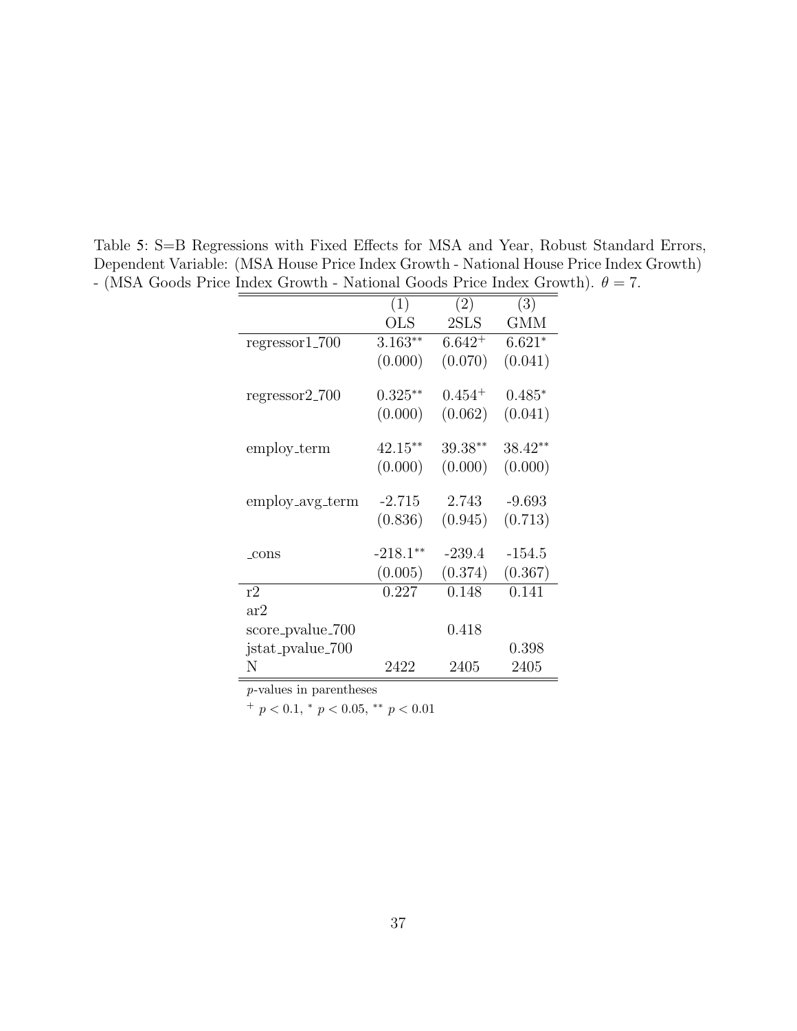Table 5: S=B Regressions with Fixed Effects for MSA and Year, Robust Standard Errors, Dependent Variable: (MSA House Price Index Growth - National House Price Index Growth) - (MSA Goods Price Index Growth - National Goods Price Index Growth). $\theta = 7$.

| | (1) | (2) | (3) |
|---|---|---|---|
| | OLS | 2SLS | GMM |
| regressor1_700 | 3.163** | 6.642+ | 6.621* |
| | (0.000) | (0.070) | (0.041) |
| regressor2_700 | 0.325** | 0.454+ | 0.485* |
| | (0.000) | (0.062) | (0.041) |
| employ_term | 42.15** | 39.38** | 38.42** |
| | (0.000) | (0.000) | (0.000) |
| employ_avg_term | -2.715 | 2.743 | -9.693 |
| | (0.836) | (0.945) | (0.713) |
| _cons | -218.1** | -239.4 | -154.5 |
| | (0.005) | (0.374) | (0.367) |
| r2 | 0.227 | 0.148 | 0.141 |
| ar2 | | | |
| score_pvalue_700 | | 0.418 | |
| jstat_pvalue_700 | | | 0.398 |
| N | 2422 | 2405 | 2405 |

$p$-values in parentheses

+ $p < 0.1$, * $p < 0.05$, ** $p < 0.01$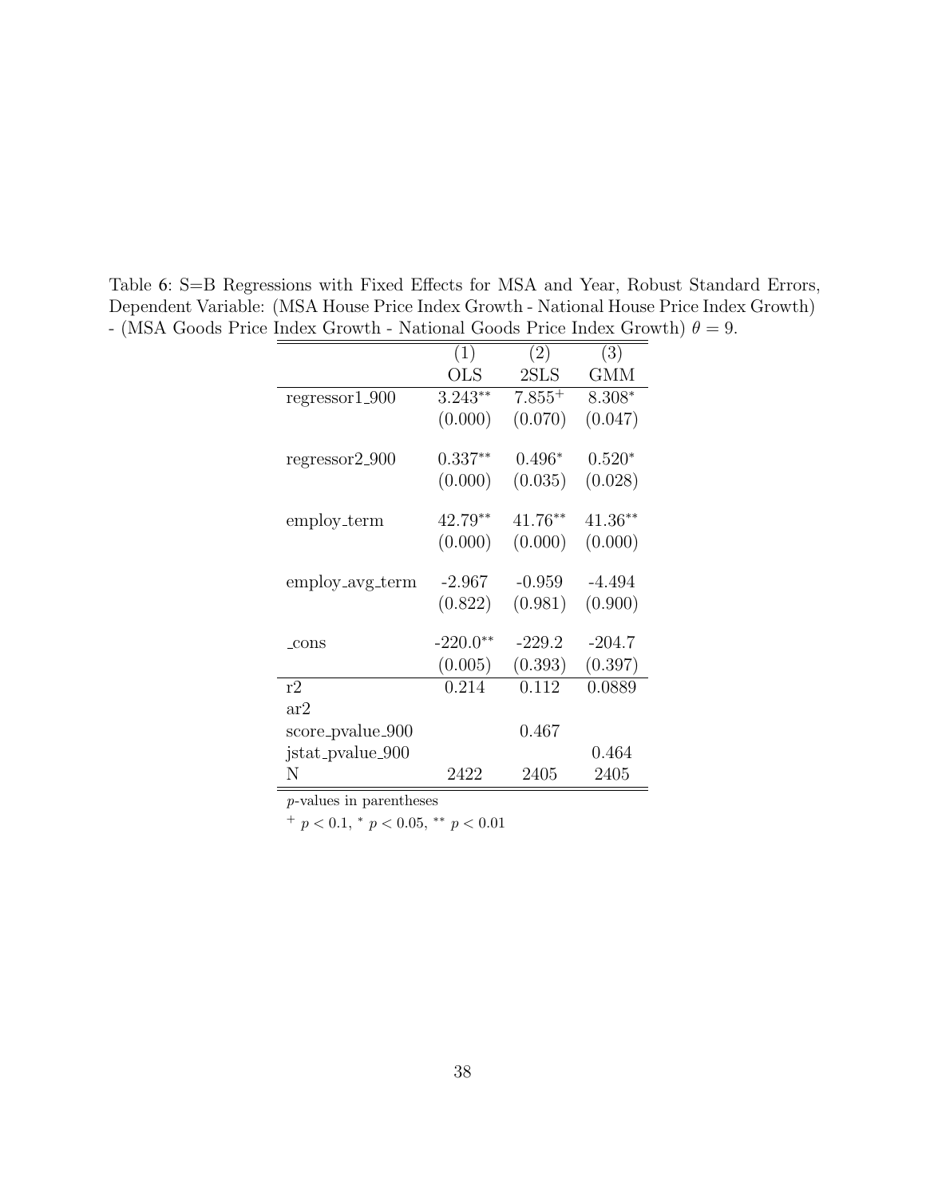Table 6: S=B Regressions with Fixed Effects for MSA and Year, Robust Standard Errors, Dependent Variable: (MSA House Price Index Growth - National House Price Index Growth) - (MSA Goods Price Index Growth - National Goods Price Index Growth) $\theta = 9$.

| | (1) | (2) | (3) |
|---|---|---|---|
| | OLS | 2SLS | GMM |
| regressor1_900 | 3.243** | 7.855+ | 8.308* |
| | (0.000) | (0.070) | (0.047) |
| regressor2_900 | 0.337** | 0.496* | 0.520* |
| | (0.000) | (0.035) | (0.028) |
| employ_term | 42.79** | 41.76** | 41.36** |
| | (0.000) | (0.000) | (0.000) |
| employ_avg_term | -2.967 | -0.959 | -4.494 |
| | (0.822) | (0.981) | (0.900) |
| _cons | -220.0** | -229.2 | -204.7 |
| | (0.005) | (0.393) | (0.397) |
| r2 | 0.214 | 0.112 | 0.0889 |
| ar2 | | | |
| score_pvalue_900 | | 0.467 | |
| jstat_pvalue_900 | | | 0.464 |
| N | 2422 | 2405 | 2405 |

$p$-values in parentheses

+ $p < 0.1$, * $p < 0.05$, ** $p < 0.01$